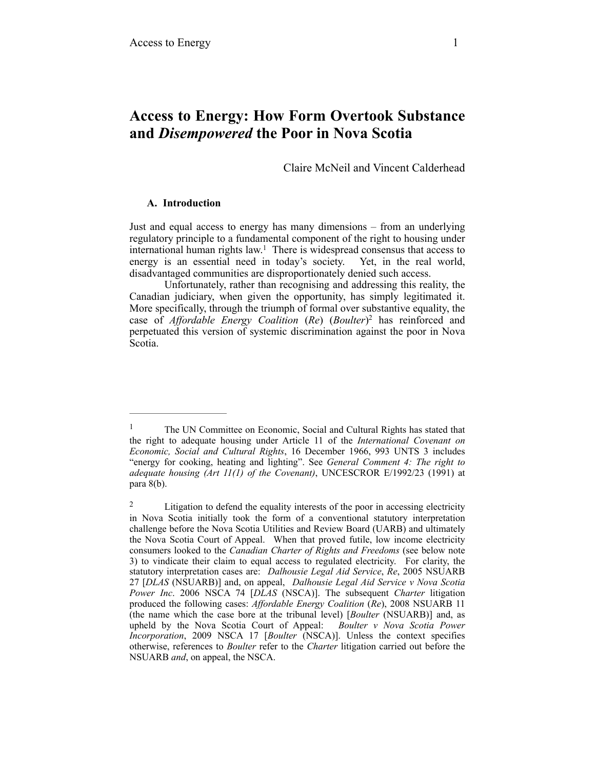# Access to Energy: How Form Overtook Substance and *Disempowered* the Poor in Nova Scotia

Claire McNeil and Vincent Calderhead

## A. Introduction

Just and equal access to energy has many dimensions – from an underlying regulatory principle to a fundamental component of the right to housing under international human rights law.[1] There is widespread consensus that access to energy is an essential need in today's society. Yet, in the real world, disadvantaged communities are disproportionately denied such access.

Unfortunately, rather than recognising and addressing this reality, the Canadian judiciary, when given the opportunity, has simply legitimated it. More specifically, through the triumph of formal over substantive equality, the case of *Affordable Energy Coalition* (*Re*) (*Boulter*)[2] has reinforced and perpetuated this version of systemic discrimination against the poor in Nova Scotia.

---

[1] The UN Committee on Economic, Social and Cultural Rights has stated that the right to adequate housing under Article 11 of the *International Covenant on Economic, Social and Cultural Rights*, 16 December 1966, 993 UNTS 3 includes "energy for cooking, heating and lighting". See *General Comment 4: The right to adequate housing (Art 11(1) of the Covenant)*, UNCESCROR E/1992/23 (1991) at para 8(b).

[2] Litigation to defend the equality interests of the poor in accessing electricity in Nova Scotia initially took the form of a conventional statutory interpretation challenge before the Nova Scotia Utilities and Review Board (UARB) and ultimately the Nova Scotia Court of Appeal. When that proved futile, low income electricity consumers looked to the *Canadian Charter of Rights and Freedoms* (see below note 3) to vindicate their claim to equal access to regulated electricity. For clarity, the statutory interpretation cases are: *Dalhousie Legal Aid Service*, *Re*, 2005 NSUARB 27 [*DLAS* (NSUARB)] and, on appeal, *Dalhousie Legal Aid Service v Nova Scotia Power Inc*. 2006 NSCA 74 [*DLAS* (NSCA)]. The subsequent *Charter* litigation produced the following cases: *Affordable Energy Coalition* (*Re*), 2008 NSUARB 11 (the name which the case bore at the tribunal level) [*Boulter* (NSUARB)] and, as upheld by the Nova Scotia Court of Appeal: *Boulter v Nova Scotia Power Incorporation*, 2009 NSCA 17 [*Boulter* (NSCA)]. Unless the context specifies otherwise, references to *Boulter* refer to the *Charter* litigation carried out before the NSUARB *and*, on appeal, the NSCA.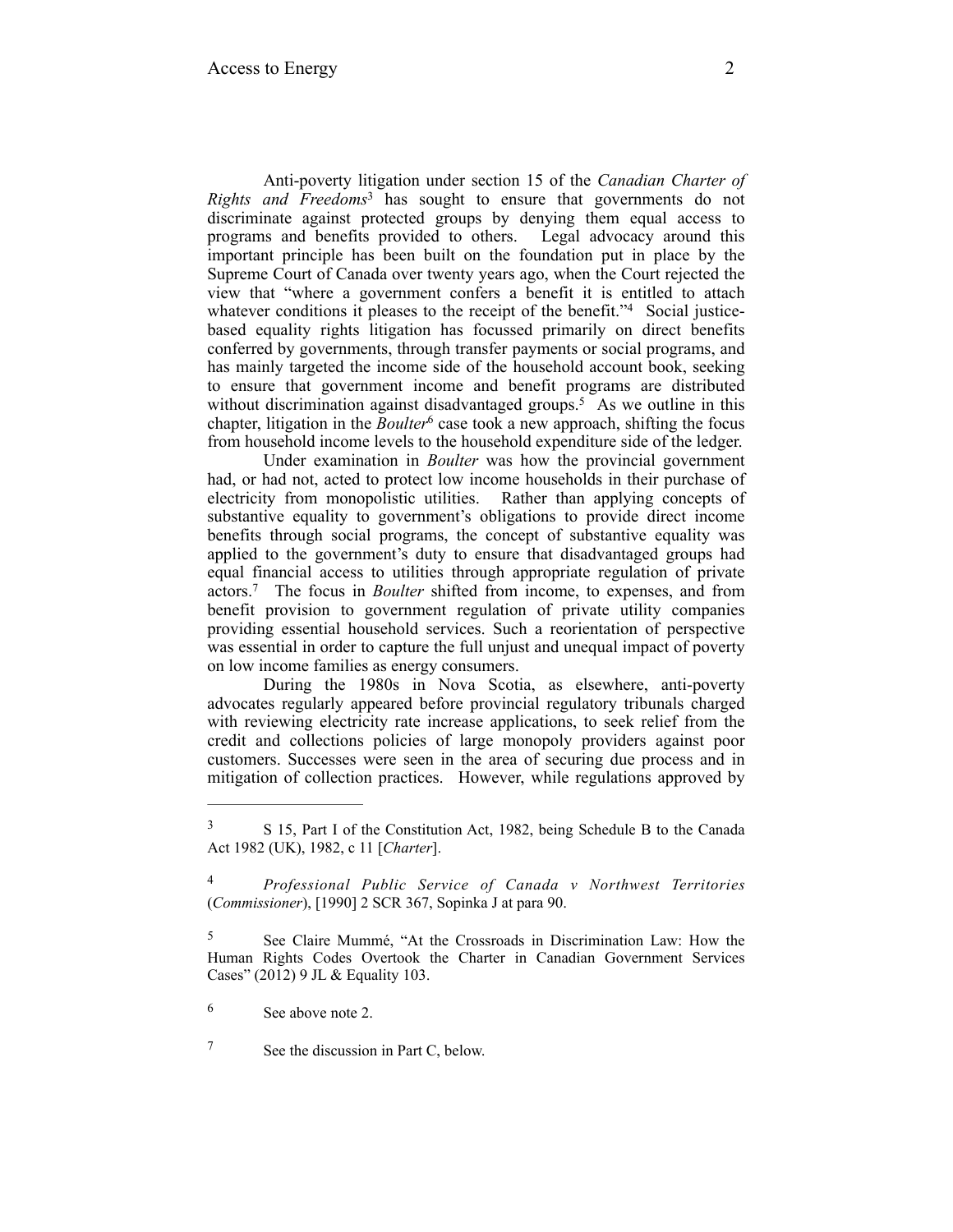Anti-poverty litigation under section 15 of the *Canadian Charter of Rights and Freedoms*[3] has sought to ensure that governments do not discriminate against protected groups by denying them equal access to programs and benefits provided to others. Legal advocacy around this important principle has been built on the foundation put in place by the Supreme Court of Canada over twenty years ago, when the Court rejected the view that "where a government confers a benefit it is entitled to attach whatever conditions it pleases to the receipt of the benefit."[4] Social justice-based equality rights litigation has focussed primarily on direct benefits conferred by governments, through transfer payments or social programs, and has mainly targeted the income side of the household account book, seeking to ensure that government income and benefit programs are distributed without discrimination against disadvantaged groups.[5] As we outline in this chapter, litigation in the *Boulter*[6] case took a new approach, shifting the focus from household income levels to the household expenditure side of the ledger.

Under examination in *Boulter* was how the provincial government had, or had not, acted to protect low income households in their purchase of electricity from monopolistic utilities. Rather than applying concepts of substantive equality to government's obligations to provide direct income benefits through social programs, the concept of substantive equality was applied to the government's duty to ensure that disadvantaged groups had equal financial access to utilities through appropriate regulation of private actors.[7] The focus in *Boulter* shifted from income, to expenses, and from benefit provision to government regulation of private utility companies providing essential household services. Such a reorientation of perspective was essential in order to capture the full unjust and unequal impact of poverty on low income families as energy consumers.

During the 1980s in Nova Scotia, as elsewhere, anti-poverty advocates regularly appeared before provincial regulatory tribunals charged with reviewing electricity rate increase applications, to seek relief from the credit and collections policies of large monopoly providers against poor customers. Successes were seen in the area of securing due process and in mitigation of collection practices. However, while regulations approved by

---

[3] S 15, Part I of the Constitution Act, 1982, being Schedule B to the Canada Act 1982 (UK), 1982, c 11 [*Charter*].

[4] *Professional Public Service of Canada v Northwest Territories* (*Commissioner*), [1990] 2 SCR 367, Sopinka J at para 90.

[5] See Claire Mummé, "At the Crossroads in Discrimination Law: How the Human Rights Codes Overtook the Charter in Canadian Government Services Cases" (2012) 9 JL & Equality 103.

[6] See above note 2.

[7] See the discussion in Part C, below.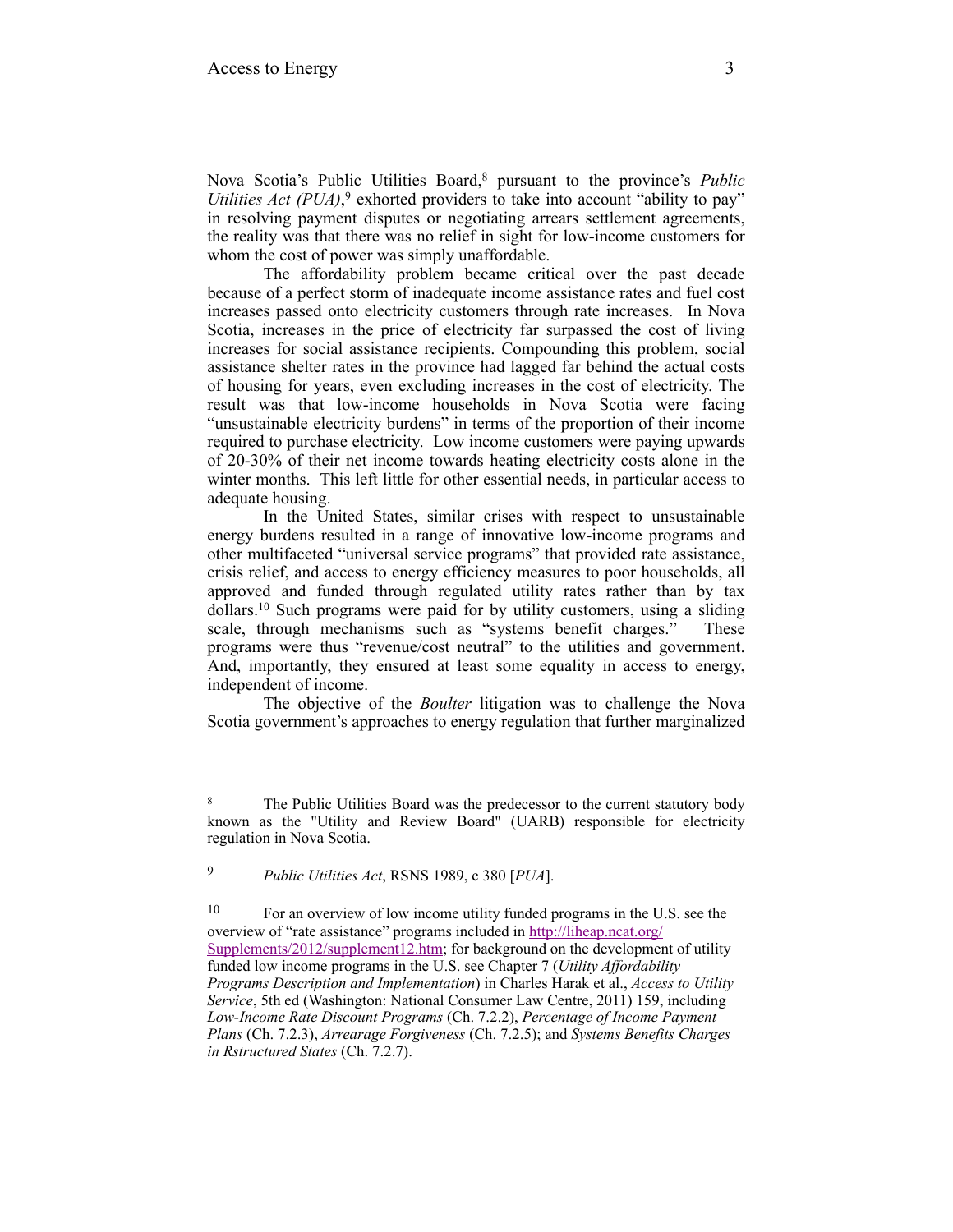Nova Scotia's Public Utilities Board,[8] pursuant to the province's *Public Utilities Act (PUA)*,[9] exhorted providers to take into account "ability to pay" in resolving payment disputes or negotiating arrears settlement agreements, the reality was that there was no relief in sight for low-income customers for whom the cost of power was simply unaffordable.

The affordability problem became critical over the past decade because of a perfect storm of inadequate income assistance rates and fuel cost increases passed onto electricity customers through rate increases. In Nova Scotia, increases in the price of electricity far surpassed the cost of living increases for social assistance recipients. Compounding this problem, social assistance shelter rates in the province had lagged far behind the actual costs of housing for years, even excluding increases in the cost of electricity. The result was that low-income households in Nova Scotia were facing "unsustainable electricity burdens" in terms of the proportion of their income required to purchase electricity. Low income customers were paying upwards of 20-30% of their net income towards heating electricity costs alone in the winter months. This left little for other essential needs, in particular access to adequate housing.

In the United States, similar crises with respect to unsustainable energy burdens resulted in a range of innovative low-income programs and other multifaceted "universal service programs" that provided rate assistance, crisis relief, and access to energy efficiency measures to poor households, all approved and funded through regulated utility rates rather than by tax dollars.[10] Such programs were paid for by utility customers, using a sliding scale, through mechanisms such as "systems benefit charges." These programs were thus "revenue/cost neutral" to the utilities and government. And, importantly, they ensured at least some equality in access to energy, independent of income.

The objective of the *Boulter* litigation was to challenge the Nova Scotia government's approaches to energy regulation that further marginalized

---

[8] The Public Utilities Board was the predecessor to the current statutory body known as the "Utility and Review Board" (UARB) responsible for electricity regulation in Nova Scotia.

[9] *Public Utilities Act*, RSNS 1989, c 380 [*PUA*].

[10] For an overview of low income utility funded programs in the U.S. see the overview of "rate assistance" programs included in http://liheap.ncat.org/Supplements/2012/supplement12.htm; for background on the development of utility funded low income programs in the U.S. see Chapter 7 (*Utility Affordability Programs Description and Implementation*) in Charles Harak et al., *Access to Utility Service*, 5th ed (Washington: National Consumer Law Centre, 2011) 159, including *Low-Income Rate Discount Programs* (Ch. 7.2.2), *Percentage of Income Payment Plans* (Ch. 7.2.3), *Arrearage Forgiveness* (Ch. 7.2.5); and *Systems Benefits Charges in Rstructured States* (Ch. 7.2.7).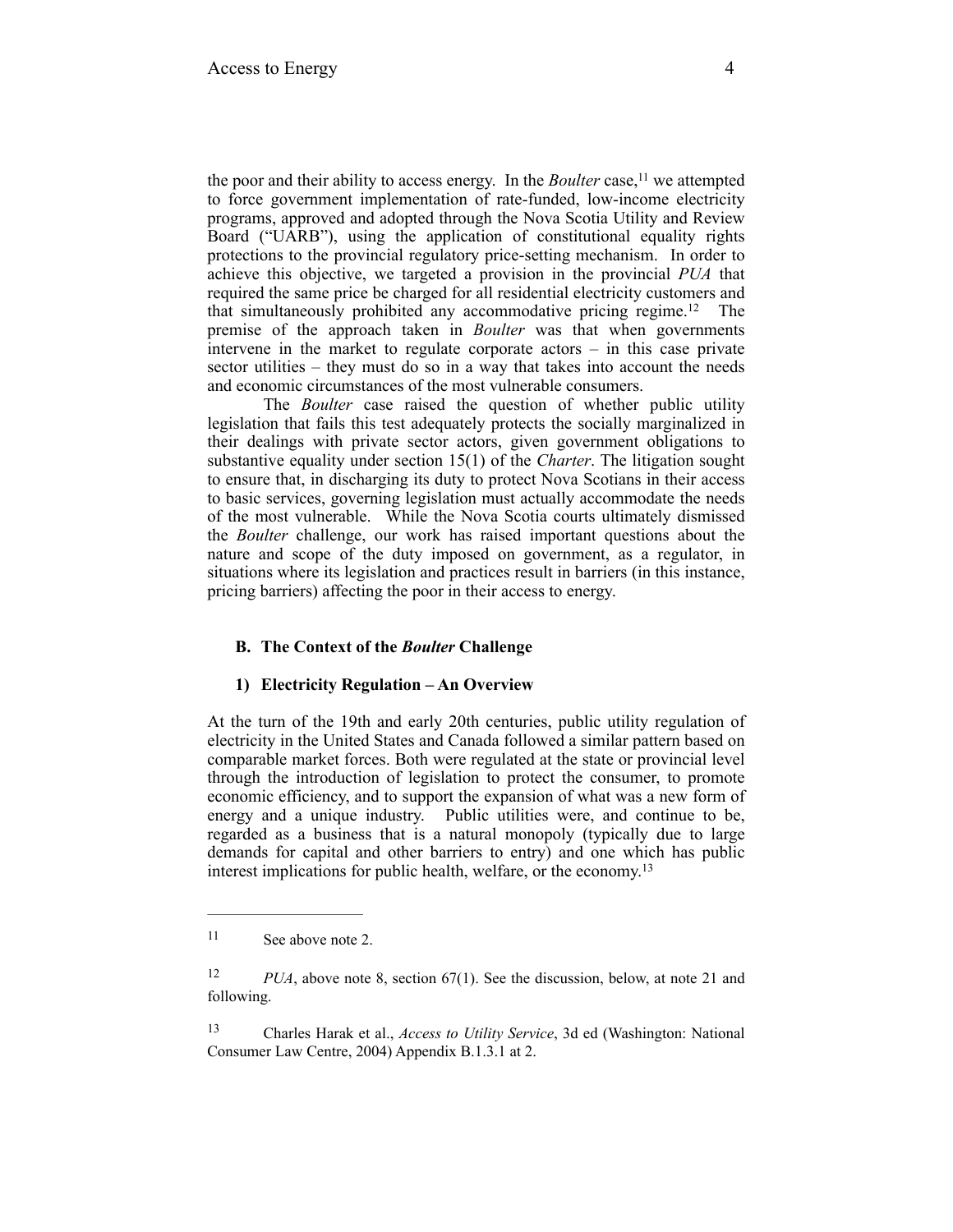the poor and their ability to access energy. In the *Boulter* case,[11] we attempted to force government implementation of rate-funded, low-income electricity programs, approved and adopted through the Nova Scotia Utility and Review Board ("UARB"), using the application of constitutional equality rights protections to the provincial regulatory price-setting mechanism. In order to achieve this objective, we targeted a provision in the provincial *PUA* that required the same price be charged for all residential electricity customers and that simultaneously prohibited any accommodative pricing regime.[12] The premise of the approach taken in *Boulter* was that when governments intervene in the market to regulate corporate actors – in this case private sector utilities – they must do so in a way that takes into account the needs and economic circumstances of the most vulnerable consumers.

The *Boulter* case raised the question of whether public utility legislation that fails this test adequately protects the socially marginalized in their dealings with private sector actors, given government obligations to substantive equality under section 15(1) of the *Charter*. The litigation sought to ensure that, in discharging its duty to protect Nova Scotians in their access to basic services, governing legislation must actually accommodate the needs of the most vulnerable. While the Nova Scotia courts ultimately dismissed the *Boulter* challenge, our work has raised important questions about the nature and scope of the duty imposed on government, as a regulator, in situations where its legislation and practices result in barriers (in this instance, pricing barriers) affecting the poor in their access to energy.

## B. The Context of the *Boulter* Challenge

### 1) Electricity Regulation – An Overview

At the turn of the 19th and early 20th centuries, public utility regulation of electricity in the United States and Canada followed a similar pattern based on comparable market forces. Both were regulated at the state or provincial level through the introduction of legislation to protect the consumer, to promote economic efficiency, and to support the expansion of what was a new form of energy and a unique industry. Public utilities were, and continue to be, regarded as a business that is a natural monopoly (typically due to large demands for capital and other barriers to entry) and one which has public interest implications for public health, welfare, or the economy.[13]

---

[11] See above note 2.

[12] *PUA*, above note 8, section 67(1). See the discussion, below, at note 21 and following.

[13] Charles Harak et al., *Access to Utility Service*, 3d ed (Washington: National Consumer Law Centre, 2004) Appendix B.1.3.1 at 2.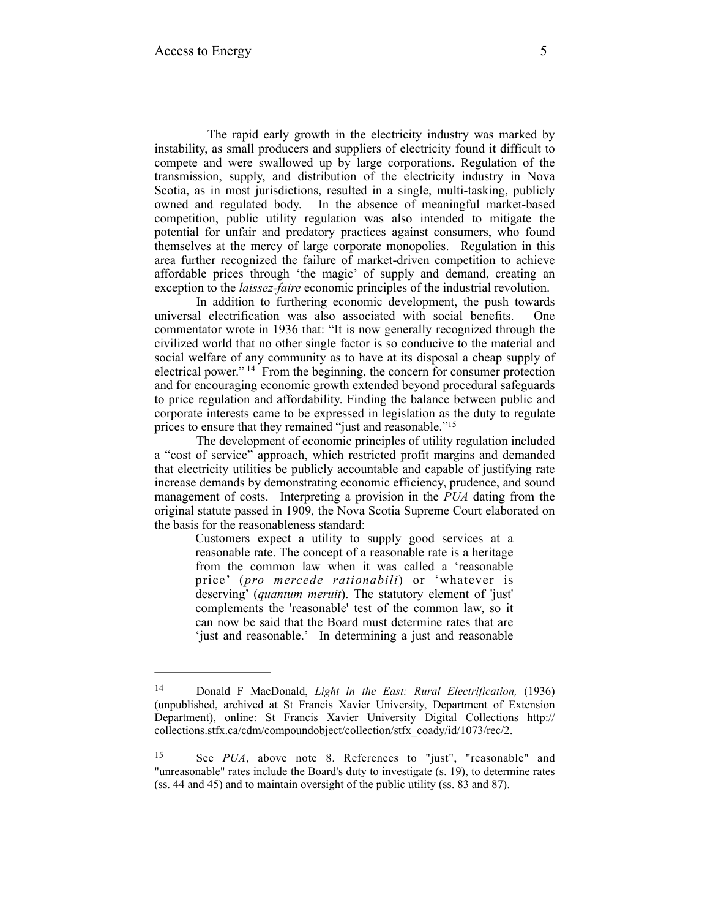The rapid early growth in the electricity industry was marked by instability, as small producers and suppliers of electricity found it difficult to compete and were swallowed up by large corporations. Regulation of the transmission, supply, and distribution of the electricity industry in Nova Scotia, as in most jurisdictions, resulted in a single, multi-tasking, publicly owned and regulated body. In the absence of meaningful market-based competition, public utility regulation was also intended to mitigate the potential for unfair and predatory practices against consumers, who found themselves at the mercy of large corporate monopolies. Regulation in this area further recognized the failure of market-driven competition to achieve affordable prices through 'the magic' of supply and demand, creating an exception to the *laissez-faire* economic principles of the industrial revolution.

In addition to furthering economic development, the push towards universal electrification was also associated with social benefits. One commentator wrote in 1936 that: "It is now generally recognized through the civilized world that no other single factor is so conducive to the material and social welfare of any community as to have at its disposal a cheap supply of electrical power." [14] From the beginning, the concern for consumer protection and for encouraging economic growth extended beyond procedural safeguards to price regulation and affordability. Finding the balance between public and corporate interests came to be expressed in legislation as the duty to regulate prices to ensure that they remained "just and reasonable."[15]

The development of economic principles of utility regulation included a "cost of service" approach, which restricted profit margins and demanded that electricity utilities be publicly accountable and capable of justifying rate increase demands by demonstrating economic efficiency, prudence, and sound management of costs. Interpreting a provision in the *PUA* dating from the original statute passed in 1909*,* the Nova Scotia Supreme Court elaborated on the basis for the reasonableness standard:

> Customers expect a utility to supply good services at a reasonable rate. The concept of a reasonable rate is a heritage from the common law when it was called a 'reasonable price' (*pro mercede rationabili*) or 'whatever is deserving' (*quantum meruit*). The statutory element of 'just' complements the 'reasonable' test of the common law, so it can now be said that the Board must determine rates that are 'just and reasonable.' In determining a just and reasonable

---

[14] Donald F MacDonald, *Light in the East: Rural Electrification,* (1936) (unpublished, archived at St Francis Xavier University, Department of Extension Department), online: St Francis Xavier University Digital Collections http://collections.stfx.ca/cdm/compoundobject/collection/stfx_coady/id/1073/rec/2.

[15] See *PUA*, above note 8. References to "just", "reasonable" and "unreasonable" rates include the Board's duty to investigate (s. 19), to determine rates (ss. 44 and 45) and to maintain oversight of the public utility (ss. 83 and 87).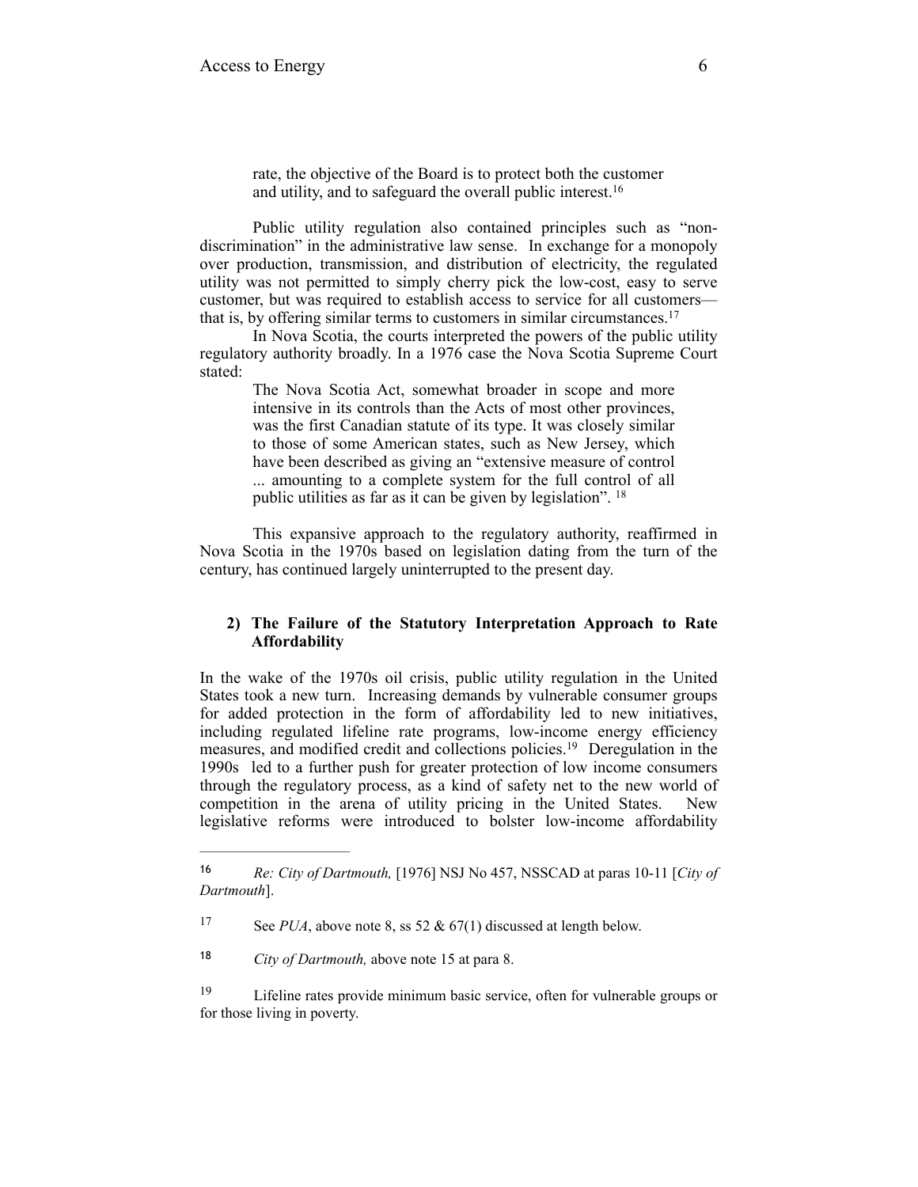> rate, the objective of the Board is to protect both the customer and utility, and to safeguard the overall public interest.[16]

Public utility regulation also contained principles such as "non-discrimination" in the administrative law sense. In exchange for a monopoly over production, transmission, and distribution of electricity, the regulated utility was not permitted to simply cherry pick the low-cost, easy to serve customer, but was required to establish access to service for all customers—that is, by offering similar terms to customers in similar circumstances.[17]

In Nova Scotia, the courts interpreted the powers of the public utility regulatory authority broadly. In a 1976 case the Nova Scotia Supreme Court stated:

> The Nova Scotia Act, somewhat broader in scope and more intensive in its controls than the Acts of most other provinces, was the first Canadian statute of its type. It was closely similar to those of some American states, such as New Jersey, which have been described as giving an "extensive measure of control ... amounting to a complete system for the full control of all public utilities as far as it can be given by legislation". [18]

This expansive approach to the regulatory authority, reaffirmed in Nova Scotia in the 1970s based on legislation dating from the turn of the century, has continued largely uninterrupted to the present day.

### 2) The Failure of the Statutory Interpretation Approach to Rate Affordability

In the wake of the 1970s oil crisis, public utility regulation in the United States took a new turn. Increasing demands by vulnerable consumer groups for added protection in the form of affordability led to new initiatives, including regulated lifeline rate programs, low-income energy efficiency measures, and modified credit and collections policies.[19] Deregulation in the 1990s led to a further push for greater protection of low income consumers through the regulatory process, as a kind of safety net to the new world of competition in the arena of utility pricing in the United States. New legislative reforms were introduced to bolster low-income affordability

---

[16] *Re: City of Dartmouth,* [1976] NSJ No 457, NSSCAD at paras 10-11 [*City of Dartmouth*].

[17] See *PUA*, above note 8, ss 52 & 67(1) discussed at length below.

[18] *City of Dartmouth,* above note 15 at para 8.

[19] Lifeline rates provide minimum basic service, often for vulnerable groups or for those living in poverty.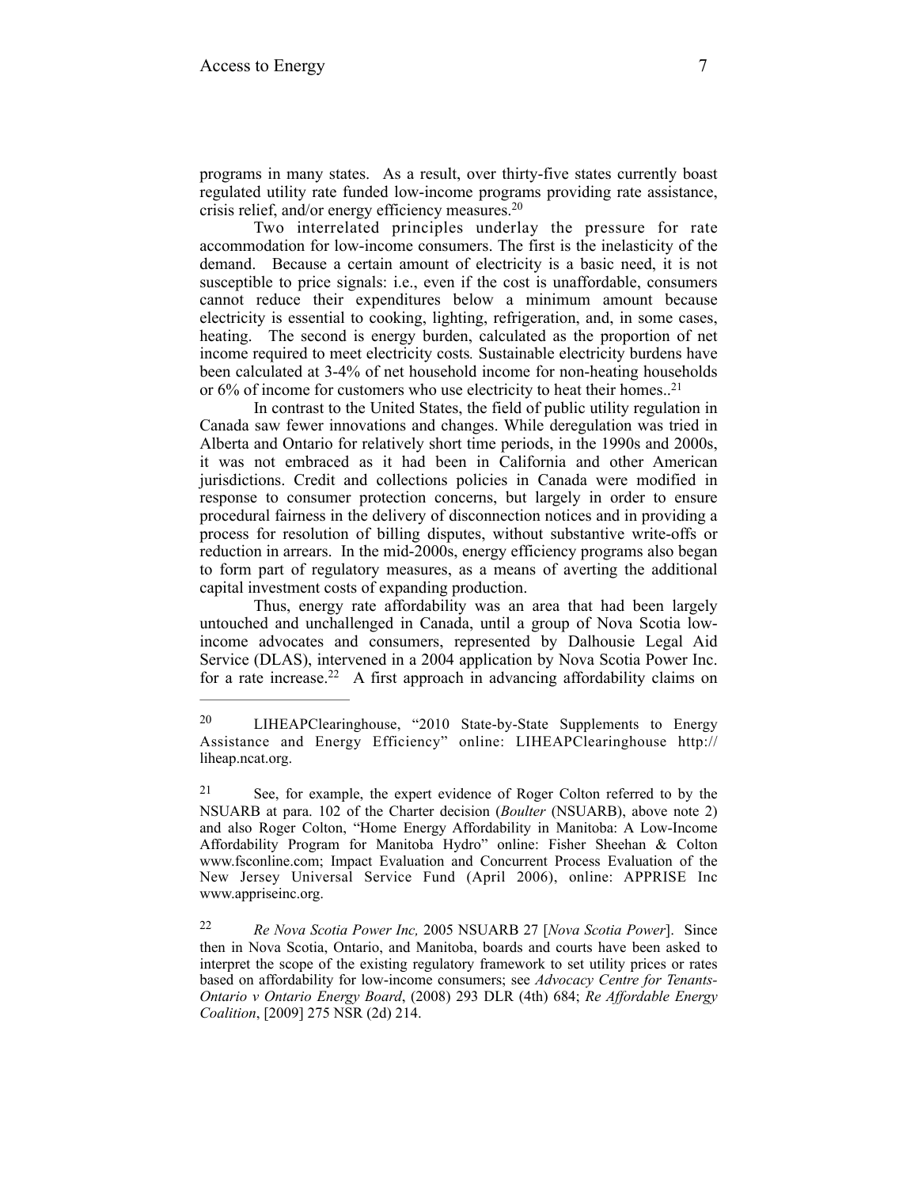programs in many states. As a result, over thirty-five states currently boast regulated utility rate funded low-income programs providing rate assistance, crisis relief, and/or energy efficiency measures.[20]

Two interrelated principles underlay the pressure for rate accommodation for low-income consumers. The first is the inelasticity of the demand. Because a certain amount of electricity is a basic need, it is not susceptible to price signals: i.e., even if the cost is unaffordable, consumers cannot reduce their expenditures below a minimum amount because electricity is essential to cooking, lighting, refrigeration, and, in some cases, heating. The second is energy burden, calculated as the proportion of net income required to meet electricity costs*.* Sustainable electricity burdens have been calculated at 3-4% of net household income for non-heating households or 6% of income for customers who use electricity to heat their homes..[21]

In contrast to the United States, the field of public utility regulation in Canada saw fewer innovations and changes. While deregulation was tried in Alberta and Ontario for relatively short time periods, in the 1990s and 2000s, it was not embraced as it had been in California and other American jurisdictions. Credit and collections policies in Canada were modified in response to consumer protection concerns, but largely in order to ensure procedural fairness in the delivery of disconnection notices and in providing a process for resolution of billing disputes, without substantive write-offs or reduction in arrears. In the mid-2000s, energy efficiency programs also began to form part of regulatory measures, as a means of averting the additional capital investment costs of expanding production.

Thus, energy rate affordability was an area that had been largely untouched and unchallenged in Canada, until a group of Nova Scotia low-income advocates and consumers, represented by Dalhousie Legal Aid Service (DLAS), intervened in a 2004 application by Nova Scotia Power Inc. for a rate increase.[22] A first approach in advancing affordability claims on

---

[20] LIHEAPClearinghouse, "2010 State-by-State Supplements to Energy Assistance and Energy Efficiency" online: LIHEAPClearinghouse http://liheap.ncat.org.

[21] See, for example, the expert evidence of Roger Colton referred to by the NSUARB at para. 102 of the Charter decision (*Boulter* (NSUARB), above note 2) and also Roger Colton, "Home Energy Affordability in Manitoba: A Low-Income Affordability Program for Manitoba Hydro" online: Fisher Sheehan & Colton www.fsconline.com; Impact Evaluation and Concurrent Process Evaluation of the New Jersey Universal Service Fund (April 2006), online: APPRISE Inc www.appriseinc.org.

[22] *Re Nova Scotia Power Inc,* 2005 NSUARB 27 [*Nova Scotia Power*]. Since then in Nova Scotia, Ontario, and Manitoba, boards and courts have been asked to interpret the scope of the existing regulatory framework to set utility prices or rates based on affordability for low-income consumers; see *Advocacy Centre for Tenants-Ontario v Ontario Energy Board*, (2008) 293 DLR (4th) 684; *Re Affordable Energy Coalition*, [2009] 275 NSR (2d) 214.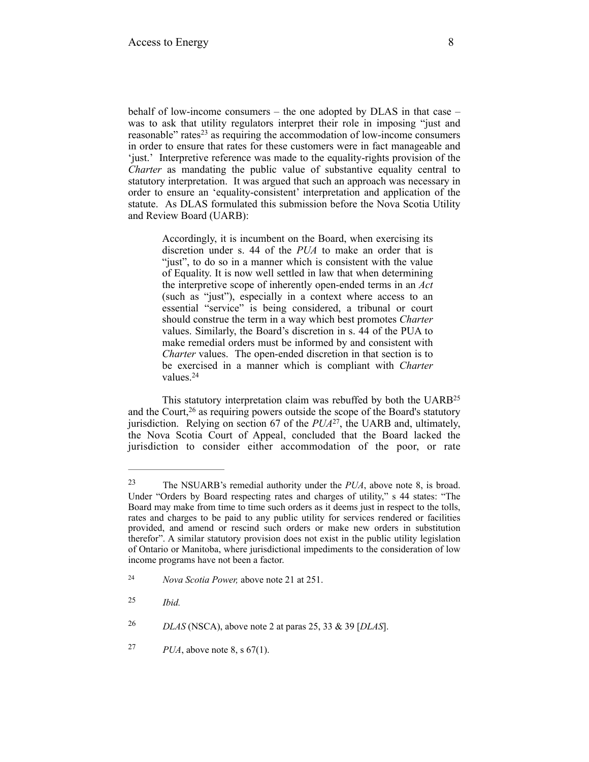behalf of low-income consumers – the one adopted by DLAS in that case – was to ask that utility regulators interpret their role in imposing "just and reasonable" rates[23] as requiring the accommodation of low-income consumers in order to ensure that rates for these customers were in fact manageable and 'just.' Interpretive reference was made to the equality-rights provision of the *Charter* as mandating the public value of substantive equality central to statutory interpretation. It was argued that such an approach was necessary in order to ensure an 'equality-consistent' interpretation and application of the statute. As DLAS formulated this submission before the Nova Scotia Utility and Review Board (UARB):

> Accordingly, it is incumbent on the Board, when exercising its discretion under s. 44 of the *PUA* to make an order that is "just", to do so in a manner which is consistent with the value of Equality. It is now well settled in law that when determining the interpretive scope of inherently open-ended terms in an *Act* (such as "just"), especially in a context where access to an essential "service" is being considered, a tribunal or court should construe the term in a way which best promotes *Charter* values. Similarly, the Board's discretion in s. 44 of the PUA to make remedial orders must be informed by and consistent with *Charter* values. The open-ended discretion in that section is to be exercised in a manner which is compliant with *Charter* values.[24]

This statutory interpretation claim was rebuffed by both the UARB[25] and the Court,[26] as requiring powers outside the scope of the Board's statutory jurisdiction. Relying on section 67 of the *PUA*[27], the UARB and, ultimately, the Nova Scotia Court of Appeal, concluded that the Board lacked the jurisdiction to consider either accommodation of the poor, or rate

---

[23] The NSUARB's remedial authority under the *PUA*, above note 8, is broad. Under "Orders by Board respecting rates and charges of utility," s 44 states: "The Board may make from time to time such orders as it deems just in respect to the tolls, rates and charges to be paid to any public utility for services rendered or facilities provided, and amend or rescind such orders or make new orders in substitution therefor". A similar statutory provision does not exist in the public utility legislation of Ontario or Manitoba, where jurisdictional impediments to the consideration of low income programs have not been a factor.

[24] *Nova Scotia Power,* above note 21 at 251.

[25] *Ibid.*

[26] *DLAS* (NSCA), above note 2 at paras 25, 33 & 39 [*DLAS*].

[27] *PUA*, above note 8, s 67(1).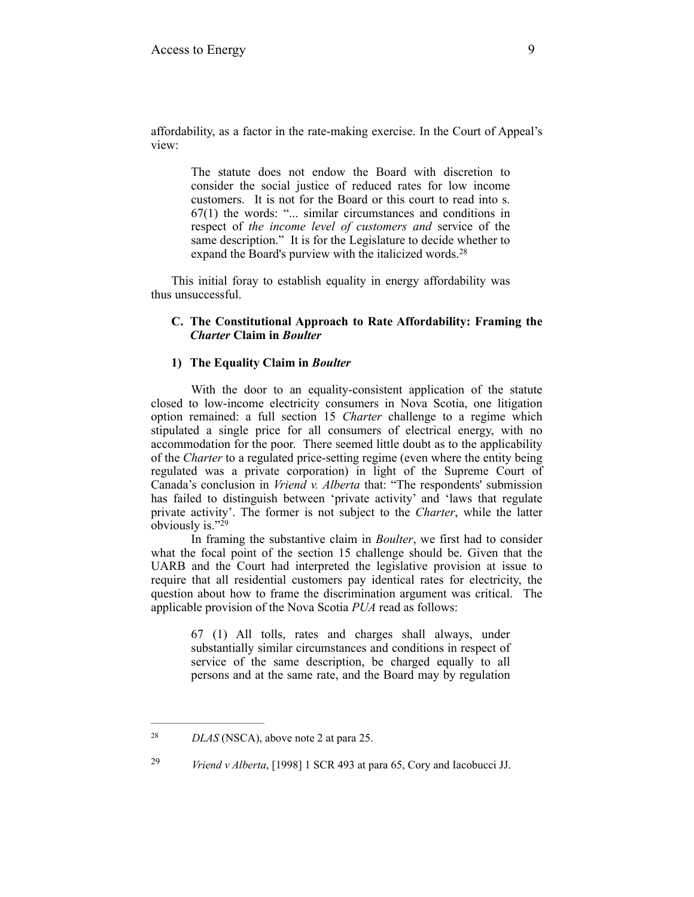affordability, as a factor in the rate-making exercise. In the Court of Appeal's view:

> The statute does not endow the Board with discretion to consider the social justice of reduced rates for low income customers. It is not for the Board or this court to read into s. 67(1) the words: "... similar circumstances and conditions in respect of *the income level of customers and* service of the same description." It is for the Legislature to decide whether to expand the Board's purview with the italicized words.[28]

This initial foray to establish equality in energy affordability was thus unsuccessful.

### C. The Constitutional Approach to Rate Affordability: Framing the *Charter* Claim in *Boulter*

#### 1) The Equality Claim in *Boulter*

With the door to an equality-consistent application of the statute closed to low-income electricity consumers in Nova Scotia, one litigation option remained: a full section 15 *Charter* challenge to a regime which stipulated a single price for all consumers of electrical energy, with no accommodation for the poor. There seemed little doubt as to the applicability of the *Charter* to a regulated price-setting regime (even where the entity being regulated was a private corporation) in light of the Supreme Court of Canada's conclusion in *Vriend v. Alberta* that: "The respondents' submission has failed to distinguish between 'private activity' and 'laws that regulate private activity'. The former is not subject to the *Charter*, while the latter obviously is."[29]

In framing the substantive claim in *Boulter*, we first had to consider what the focal point of the section 15 challenge should be. Given that the UARB and the Court had interpreted the legislative provision at issue to require that all residential customers pay identical rates for electricity, the question about how to frame the discrimination argument was critical. The applicable provision of the Nova Scotia *PUA* read as follows:

> 67 (1) All tolls, rates and charges shall always, under substantially similar circumstances and conditions in respect of service of the same description, be charged equally to all persons and at the same rate, and the Board may by regulation

---

[28] *DLAS* (NSCA), above note 2 at para 25.

[29] *Vriend v Alberta*, [1998] 1 SCR 493 at para 65, Cory and Iacobucci JJ.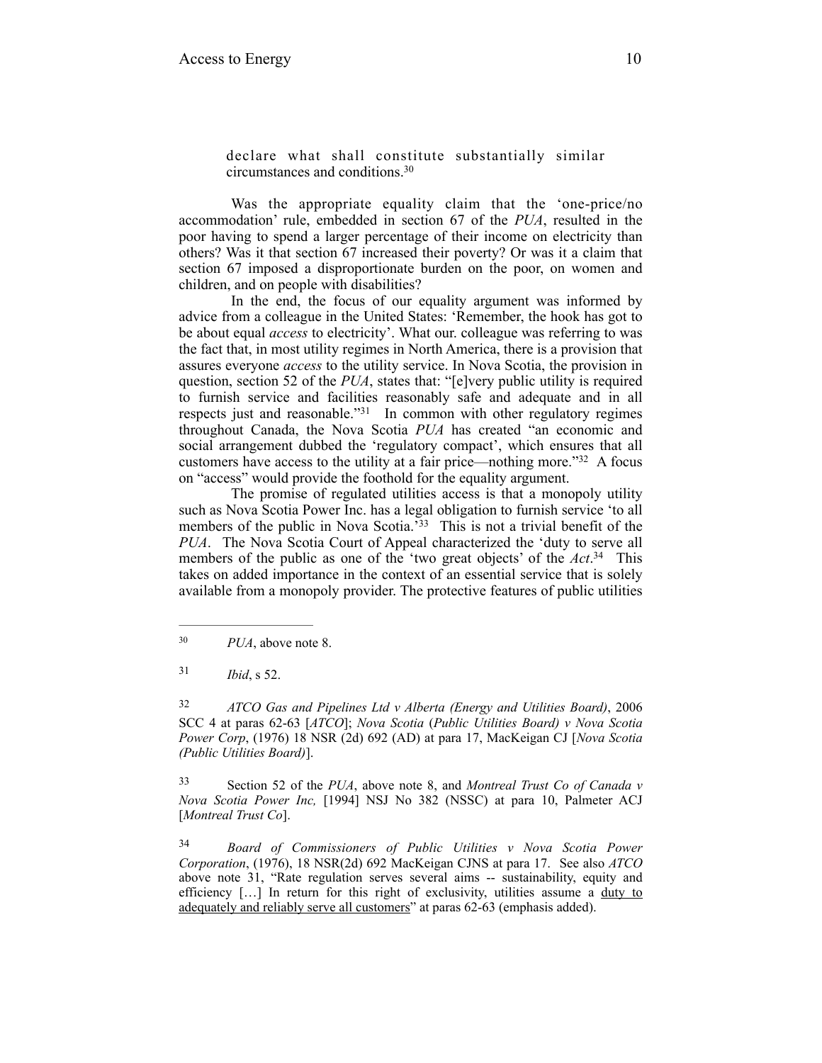> declare what shall constitute substantially similar circumstances and conditions.[30]

Was the appropriate equality claim that the 'one-price/no accommodation' rule, embedded in section 67 of the *PUA*, resulted in the poor having to spend a larger percentage of their income on electricity than others? Was it that section 67 increased their poverty? Or was it a claim that section 67 imposed a disproportionate burden on the poor, on women and children, and on people with disabilities?

In the end, the focus of our equality argument was informed by advice from a colleague in the United States: 'Remember, the hook has got to be about equal *access* to electricity'. What our. colleague was referring to was the fact that, in most utility regimes in North America, there is a provision that assures everyone *access* to the utility service. In Nova Scotia, the provision in question, section 52 of the *PUA*, states that: "[e]very public utility is required to furnish service and facilities reasonably safe and adequate and in all respects just and reasonable."[31] In common with other regulatory regimes throughout Canada, the Nova Scotia *PUA* has created "an economic and social arrangement dubbed the 'regulatory compact', which ensures that all customers have access to the utility at a fair price—nothing more."[32] A focus on "access" would provide the foothold for the equality argument.

The promise of regulated utilities access is that a monopoly utility such as Nova Scotia Power Inc. has a legal obligation to furnish service 'to all members of the public in Nova Scotia.'[33] This is not a trivial benefit of the *PUA*. The Nova Scotia Court of Appeal characterized the 'duty to serve all members of the public as one of the 'two great objects' of the *Act*.[34] This takes on added importance in the context of an essential service that is solely available from a monopoly provider. The protective features of public utilities

---

[30] *PUA*, above note 8.

[31] *Ibid*, s 52.

[32] *ATCO Gas and Pipelines Ltd v Alberta (Energy and Utilities Board)*, 2006 SCC 4 at paras 62-63 [*ATCO*]; *Nova Scotia* (*Public Utilities Board) v Nova Scotia Power Corp*, (1976) 18 NSR (2d) 692 (AD) at para 17, MacKeigan CJ [*Nova Scotia (Public Utilities Board)*].

[33] Section 52 of the *PUA*, above note 8, and *Montreal Trust Co of Canada v Nova Scotia Power Inc,* [1994] NSJ No 382 (NSSC) at para 10, Palmeter ACJ [*Montreal Trust Co*].

[34] *Board of Commissioners of Public Utilities v Nova Scotia Power Corporation*, (1976), 18 NSR(2d) 692 MacKeigan CJNS at para 17. See also *ATCO* above note 31, "Rate regulation serves several aims -- sustainability, equity and efficiency […] In return for this right of exclusivity, utilities assume a <u>duty to adequately and reliably serve all customers</u>" at paras 62-63 (emphasis added).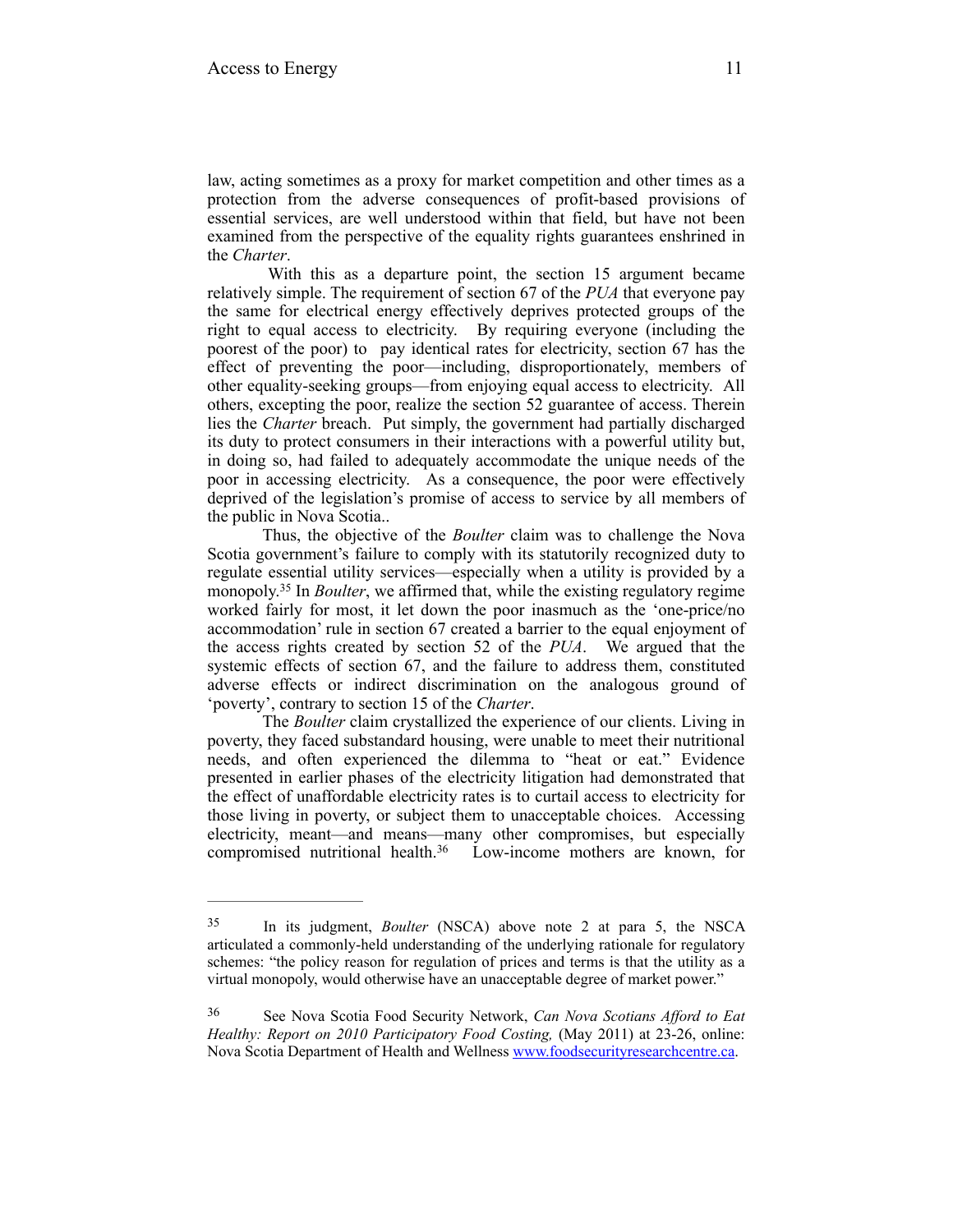law, acting sometimes as a proxy for market competition and other times as a protection from the adverse consequences of profit-based provisions of essential services, are well understood within that field, but have not been examined from the perspective of the equality rights guarantees enshrined in the *Charter*.

With this as a departure point, the section 15 argument became relatively simple. The requirement of section 67 of the *PUA* that everyone pay the same for electrical energy effectively deprives protected groups of the right to equal access to electricity. By requiring everyone (including the poorest of the poor) to pay identical rates for electricity, section 67 has the effect of preventing the poor—including, disproportionately, members of other equality-seeking groups—from enjoying equal access to electricity. All others, excepting the poor, realize the section 52 guarantee of access. Therein lies the *Charter* breach. Put simply, the government had partially discharged its duty to protect consumers in their interactions with a powerful utility but, in doing so, had failed to adequately accommodate the unique needs of the poor in accessing electricity. As a consequence, the poor were effectively deprived of the legislation's promise of access to service by all members of the public in Nova Scotia..

Thus, the objective of the *Boulter* claim was to challenge the Nova Scotia government's failure to comply with its statutorily recognized duty to regulate essential utility services—especially when a utility is provided by a monopoly.[35] In *Boulter*, we affirmed that, while the existing regulatory regime worked fairly for most, it let down the poor inasmuch as the 'one-price/no accommodation' rule in section 67 created a barrier to the equal enjoyment of the access rights created by section 52 of the *PUA*. We argued that the systemic effects of section 67, and the failure to address them, constituted adverse effects or indirect discrimination on the analogous ground of 'poverty', contrary to section 15 of the *Charter*.

The *Boulter* claim crystallized the experience of our clients. Living in poverty, they faced substandard housing, were unable to meet their nutritional needs, and often experienced the dilemma to "heat or eat." Evidence presented in earlier phases of the electricity litigation had demonstrated that the effect of unaffordable electricity rates is to curtail access to electricity for those living in poverty, or subject them to unacceptable choices. Accessing electricity, meant—and means—many other compromises, but especially compromised nutritional health.[36] Low-income mothers are known, for

---

35 In its judgment, *Boulter* (NSCA) above note 2 at para 5, the NSCA articulated a commonly-held understanding of the underlying rationale for regulatory schemes: "the policy reason for regulation of prices and terms is that the utility as a virtual monopoly, would otherwise have an unacceptable degree of market power."

36 See Nova Scotia Food Security Network, *Can Nova Scotians Afford to Eat Healthy: Report on 2010 Participatory Food Costing,* (May 2011) at 23-26, online: Nova Scotia Department of Health and Wellness www.foodsecurityresearchcentre.ca.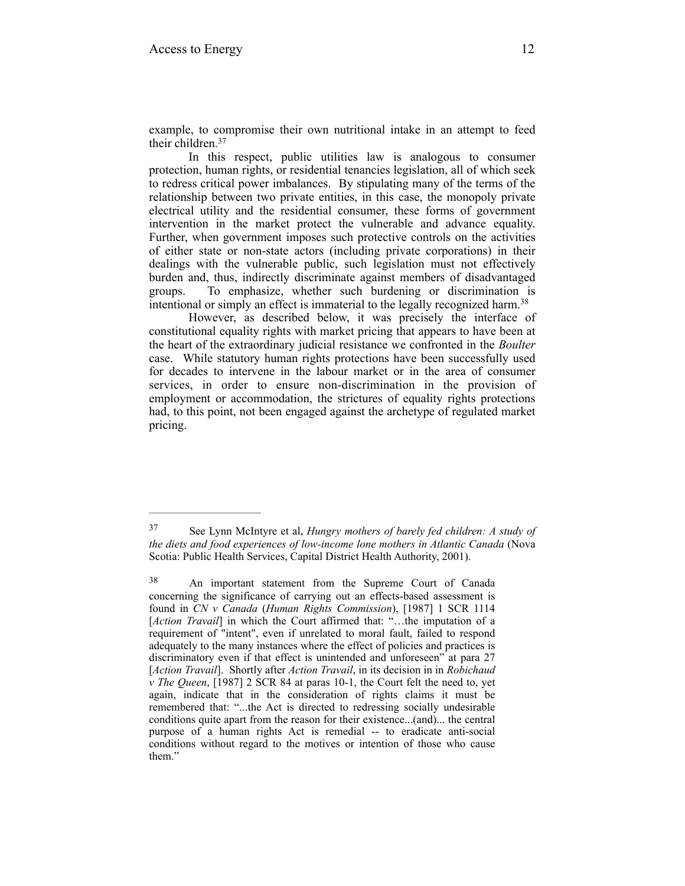example, to compromise their own nutritional intake in an attempt to feed their children.[37]

In this respect, public utilities law is analogous to consumer protection, human rights, or residential tenancies legislation, all of which seek to redress critical power imbalances. By stipulating many of the terms of the relationship between two private entities, in this case, the monopoly private electrical utility and the residential consumer, these forms of government intervention in the market protect the vulnerable and advance equality. Further, when government imposes such protective controls on the activities of either state or non-state actors (including private corporations) in their dealings with the vulnerable public, such legislation must not effectively burden and, thus, indirectly discriminate against members of disadvantaged groups. To emphasize, whether such burdening or discrimination is intentional or simply an effect is immaterial to the legally recognized harm.[38]

However, as described below, it was precisely the interface of constitutional equality rights with market pricing that appears to have been at the heart of the extraordinary judicial resistance we confronted in the *Boulter* case. While statutory human rights protections have been successfully used for decades to intervene in the labour market or in the area of consumer services, in order to ensure non-discrimination in the provision of employment or accommodation, the strictures of equality rights protections had, to this point, not been engaged against the archetype of regulated market pricing.

---

[37] See Lynn McIntyre et al, *Hungry mothers of barely fed children: A study of the diets and food experiences of low-income lone mothers in Atlantic Canada* (Nova Scotia: Public Health Services, Capital District Health Authority, 2001).

[38] An important statement from the Supreme Court of Canada concerning the significance of carrying out an effects-based assessment is found in *CN v Canada* (*Human Rights Commission*), [1987] 1 SCR 1114 [*Action Travail*] in which the Court affirmed that: "…the imputation of a requirement of "intent", even if unrelated to moral fault, failed to respond adequately to the many instances where the effect of policies and practices is discriminatory even if that effect is unintended and unforeseen" at para 27 [*Action Travail*]. Shortly after *Action Travail*, in its decision in in *Robichaud v The Queen*, [1987] 2 SCR 84 at paras 10-1, the Court felt the need to, yet again, indicate that in the consideration of rights claims it must be remembered that: "...the Act is directed to redressing socially undesirable conditions quite apart from the reason for their existence...(and)... the central purpose of a human rights Act is remedial -- to eradicate anti-social conditions without regard to the motives or intention of those who cause them."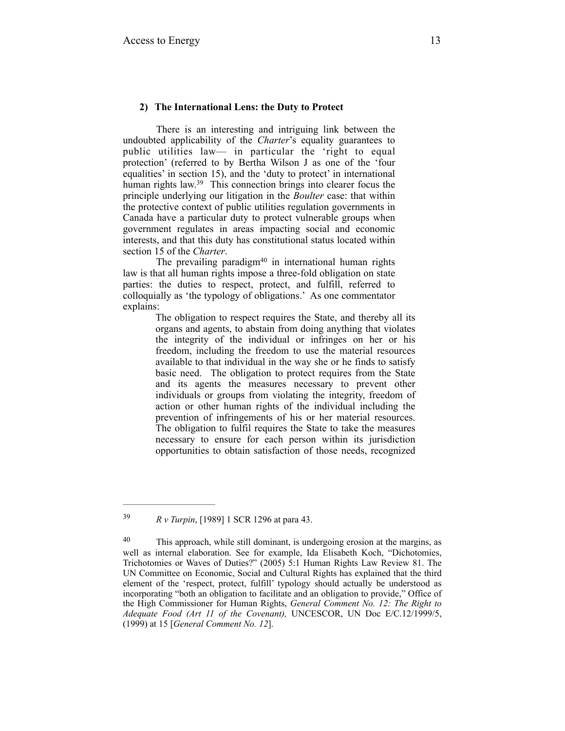### 2) The International Lens: the Duty to Protect

There is an interesting and intriguing link between the undoubted applicability of the *Charter*'s equality guarantees to public utilities law— in particular the 'right to equal protection' (referred to by Bertha Wilson J as one of the 'four equalities' in section 15), and the 'duty to protect' in international human rights law.[39] This connection brings into clearer focus the principle underlying our litigation in the *Boulter* case: that within the protective context of public utilities regulation governments in Canada have a particular duty to protect vulnerable groups when government regulates in areas impacting social and economic interests, and that this duty has constitutional status located within section 15 of the *Charter*.

The prevailing paradigm[40] in international human rights law is that all human rights impose a three-fold obligation on state parties: the duties to respect, protect, and fulfill, referred to colloquially as 'the typology of obligations.' As one commentator explains:

> The obligation to respect requires the State, and thereby all its organs and agents, to abstain from doing anything that violates the integrity of the individual or infringes on her or his freedom, including the freedom to use the material resources available to that individual in the way she or he finds to satisfy basic need. The obligation to protect requires from the State and its agents the measures necessary to prevent other individuals or groups from violating the integrity, freedom of action or other human rights of the individual including the prevention of infringements of his or her material resources. The obligation to fulfil requires the State to take the measures necessary to ensure for each person within its jurisdiction opportunities to obtain satisfaction of those needs, recognized

---

[39] *R v Turpin*, [1989] 1 SCR 1296 at para 43.

[40] This approach, while still dominant, is undergoing erosion at the margins, as well as internal elaboration. See for example, Ida Elisabeth Koch, "Dichotomies, Trichotomies or Waves of Duties?" (2005) 5:1 Human Rights Law Review 81. The UN Committee on Economic, Social and Cultural Rights has explained that the third element of the 'respect, protect, fulfill' typology should actually be understood as incorporating "both an obligation to facilitate and an obligation to provide," Office of the High Commissioner for Human Rights, *General Comment No. 12: The Right to Adequate Food (Art 11 of the Covenant),* UNCESCOR, UN Doc E/C.12/1999/5, (1999) at 15 [*General Comment No. 12*].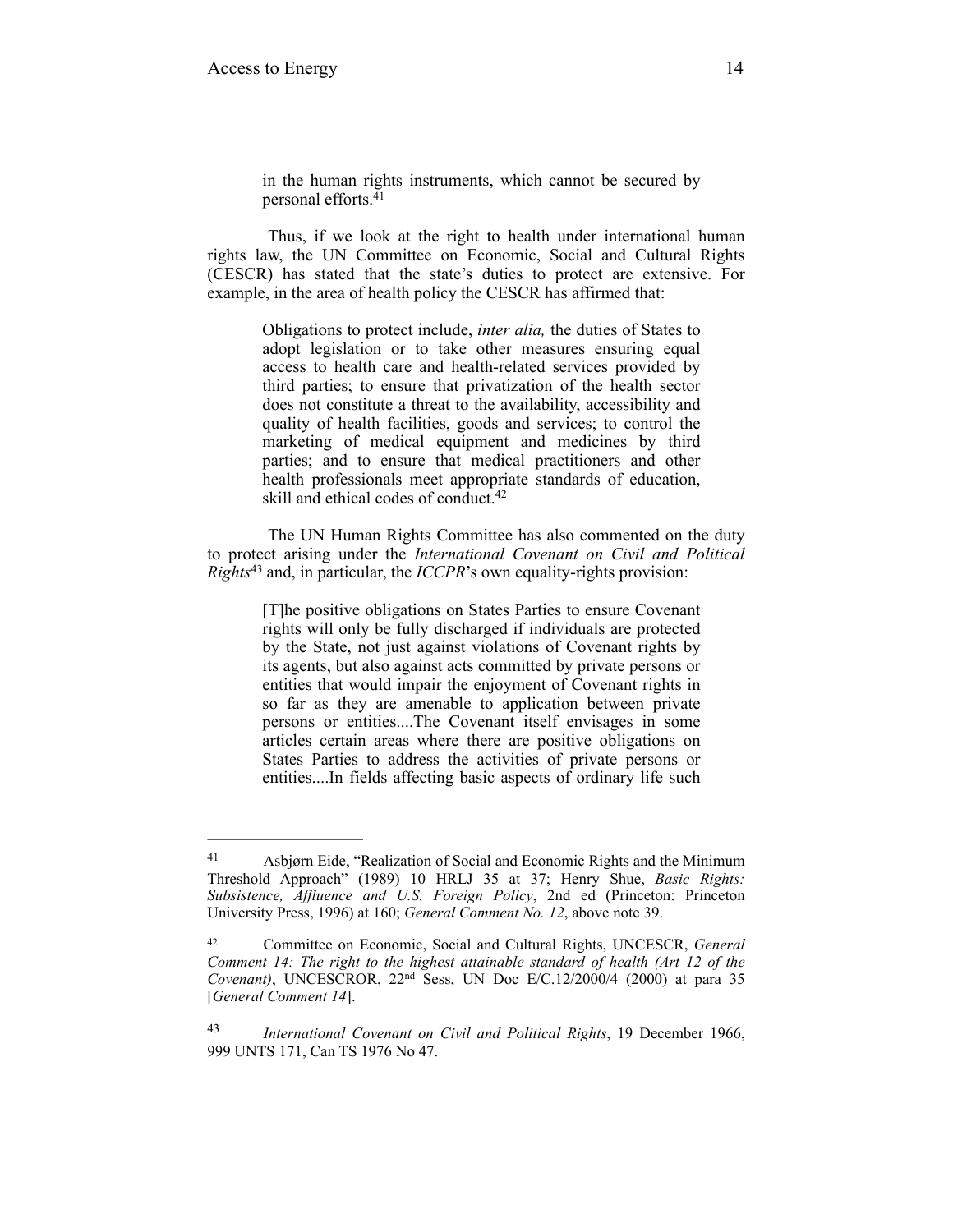> in the human rights instruments, which cannot be secured by personal efforts.[41]

Thus, if we look at the right to health under international human rights law, the UN Committee on Economic, Social and Cultural Rights (CESCR) has stated that the state's duties to protect are extensive. For example, in the area of health policy the CESCR has affirmed that:

> Obligations to protect include, *inter alia,* the duties of States to adopt legislation or to take other measures ensuring equal access to health care and health-related services provided by third parties; to ensure that privatization of the health sector does not constitute a threat to the availability, accessibility and quality of health facilities, goods and services; to control the marketing of medical equipment and medicines by third parties; and to ensure that medical practitioners and other health professionals meet appropriate standards of education, skill and ethical codes of conduct.[42]

The UN Human Rights Committee has also commented on the duty to protect arising under the *International Covenant on Civil and Political Rights*[43] and, in particular, the *ICCPR*'s own equality-rights provision:

> [T]he positive obligations on States Parties to ensure Covenant rights will only be fully discharged if individuals are protected by the State, not just against violations of Covenant rights by its agents, but also against acts committed by private persons or entities that would impair the enjoyment of Covenant rights in so far as they are amenable to application between private persons or entities....The Covenant itself envisages in some articles certain areas where there are positive obligations on States Parties to address the activities of private persons or entities....In fields affecting basic aspects of ordinary life such

---

[41] Asbjørn Eide, "Realization of Social and Economic Rights and the Minimum Threshold Approach" (1989) 10 HRLJ 35 at 37; Henry Shue, *Basic Rights: Subsistence, Affluence and U.S. Foreign Policy*, 2nd ed (Princeton: Princeton University Press, 1996) at 160; *General Comment No. 12*, above note 39.

[42] Committee on Economic, Social and Cultural Rights, UNCESCR, *General Comment 14: The right to the highest attainable standard of health (Art 12 of the Covenant)*, UNCESCROR, 22nd Sess, UN Doc E/C.12/2000/4 (2000) at para 35 [*General Comment 14*].

[43] *International Covenant on Civil and Political Rights*, 19 December 1966, 999 UNTS 171, Can TS 1976 No 47.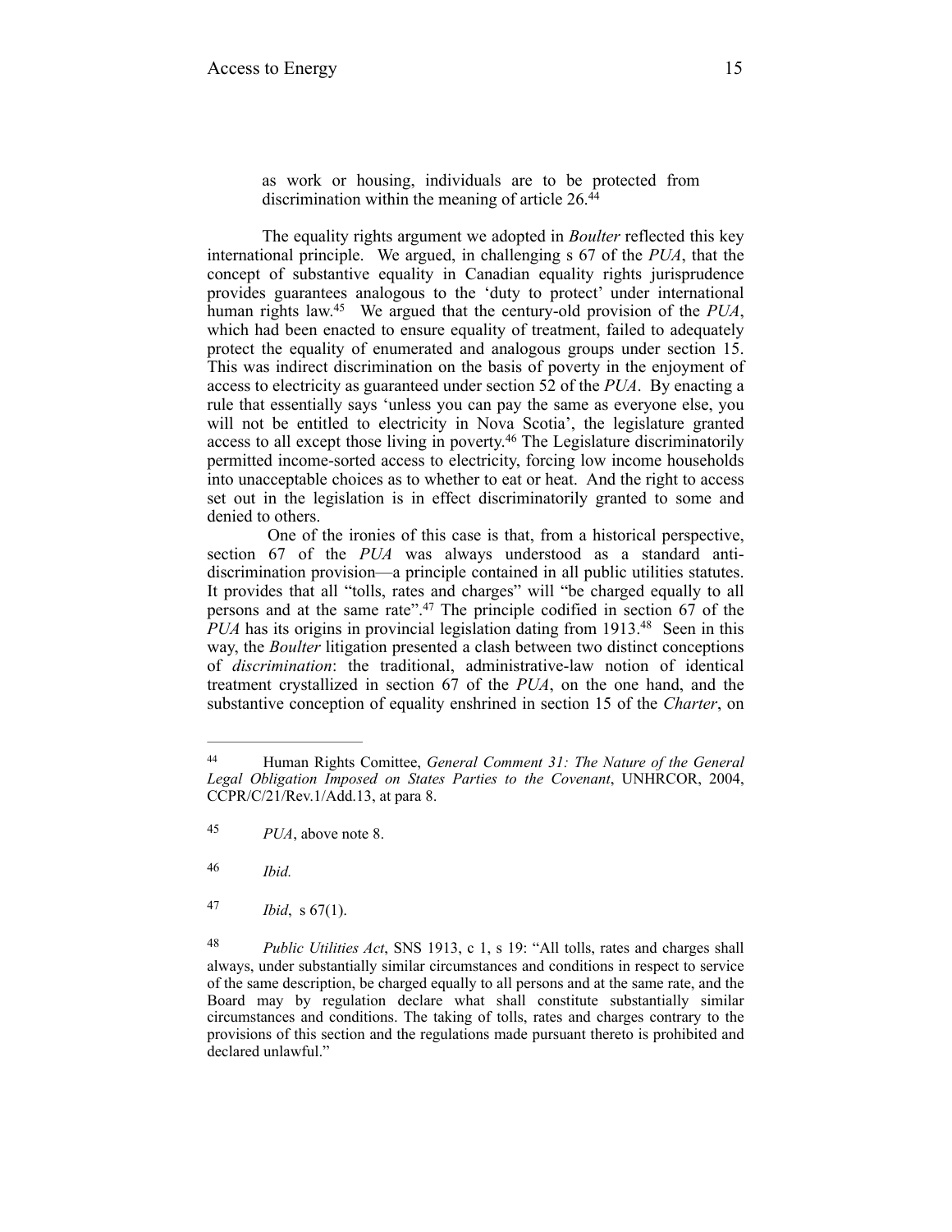> as work or housing, individuals are to be protected from discrimination within the meaning of article 26.[44]

The equality rights argument we adopted in *Boulter* reflected this key international principle. We argued, in challenging s 67 of the *PUA*, that the concept of substantive equality in Canadian equality rights jurisprudence provides guarantees analogous to the 'duty to protect' under international human rights law.[45] We argued that the century-old provision of the *PUA*, which had been enacted to ensure equality of treatment, failed to adequately protect the equality of enumerated and analogous groups under section 15. This was indirect discrimination on the basis of poverty in the enjoyment of access to electricity as guaranteed under section 52 of the *PUA*. By enacting a rule that essentially says 'unless you can pay the same as everyone else, you will not be entitled to electricity in Nova Scotia', the legislature granted access to all except those living in poverty.[46] The Legislature discriminatorily permitted income-sorted access to electricity, forcing low income households into unacceptable choices as to whether to eat or heat. And the right to access set out in the legislation is in effect discriminatorily granted to some and denied to others.

One of the ironies of this case is that, from a historical perspective, section 67 of the *PUA* was always understood as a standard anti-discrimination provision—a principle contained in all public utilities statutes. It provides that all "tolls, rates and charges" will "be charged equally to all persons and at the same rate".[47] The principle codified in section 67 of the *PUA* has its origins in provincial legislation dating from 1913.[48] Seen in this way, the *Boulter* litigation presented a clash between two distinct conceptions of *discrimination*: the traditional, administrative-law notion of identical treatment crystallized in section 67 of the *PUA*, on the one hand, and the substantive conception of equality enshrined in section 15 of the *Charter*, on

---

[44] Human Rights Comittee, *General Comment 31: The Nature of the General Legal Obligation Imposed on States Parties to the Covenant*, UNHRCOR, 2004, CCPR/C/21/Rev.1/Add.13, at para 8.

[45] *PUA*, above note 8.

[46] *Ibid.*

[47] *Ibid*, s 67(1).

[48] *Public Utilities Act*, SNS 1913, c 1, s 19: "All tolls, rates and charges shall always, under substantially similar circumstances and conditions in respect to service of the same description, be charged equally to all persons and at the same rate, and the Board may by regulation declare what shall constitute substantially similar circumstances and conditions. The taking of tolls, rates and charges contrary to the provisions of this section and the regulations made pursuant thereto is prohibited and declared unlawful."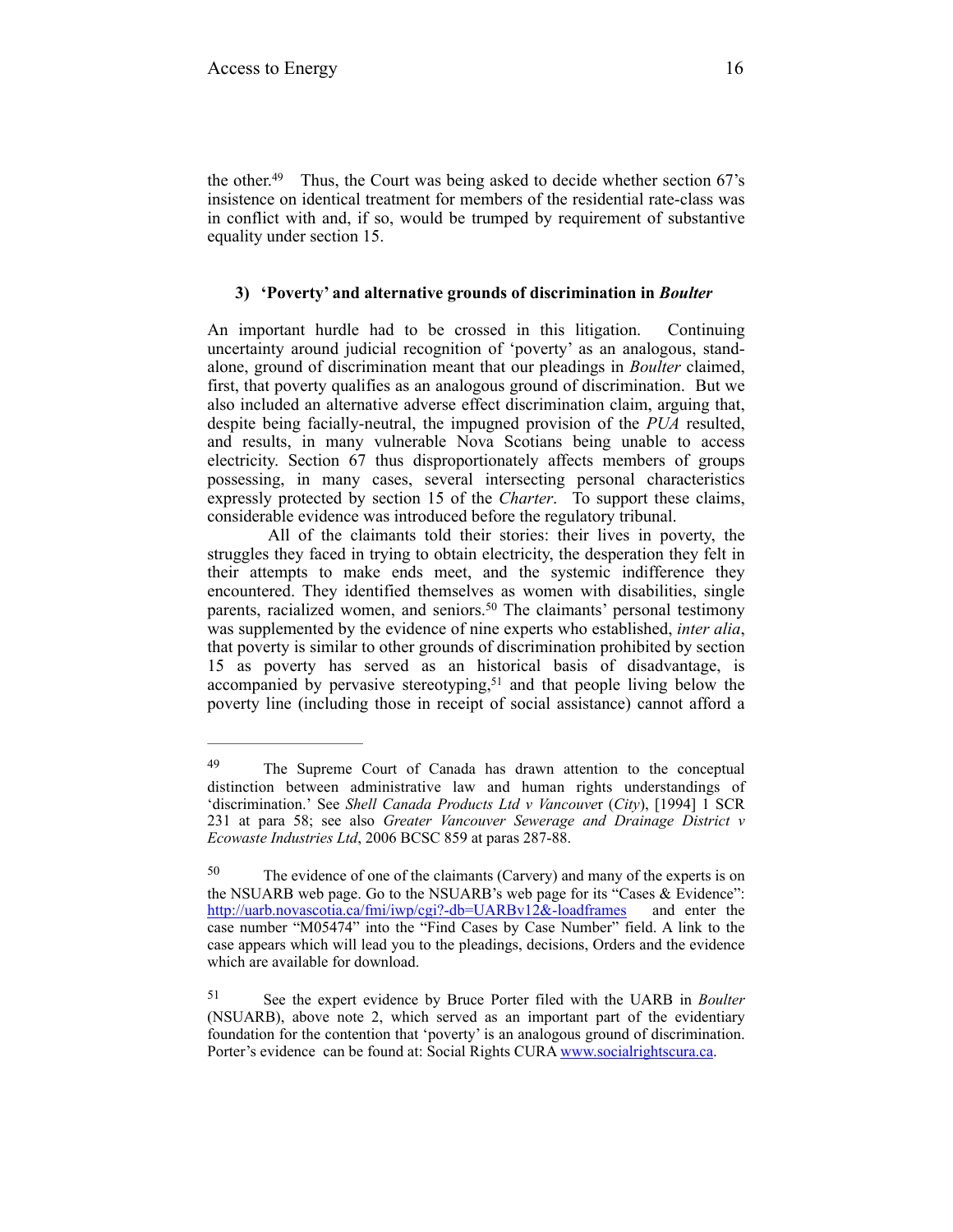the other.[49] Thus, the Court was being asked to decide whether section 67's insistence on identical treatment for members of the residential rate-class was in conflict with and, if so, would be trumped by requirement of substantive equality under section 15.

### 3) 'Poverty' and alternative grounds of discrimination in *Boulter*

An important hurdle had to be crossed in this litigation. Continuing uncertainty around judicial recognition of 'poverty' as an analogous, stand-alone, ground of discrimination meant that our pleadings in *Boulter* claimed, first, that poverty qualifies as an analogous ground of discrimination. But we also included an alternative adverse effect discrimination claim, arguing that, despite being facially-neutral, the impugned provision of the *PUA* resulted, and results, in many vulnerable Nova Scotians being unable to access electricity. Section 67 thus disproportionately affects members of groups possessing, in many cases, several intersecting personal characteristics expressly protected by section 15 of the *Charter*. To support these claims, considerable evidence was introduced before the regulatory tribunal.

All of the claimants told their stories: their lives in poverty, the struggles they faced in trying to obtain electricity, the desperation they felt in their attempts to make ends meet, and the systemic indifference they encountered. They identified themselves as women with disabilities, single parents, racialized women, and seniors.[50] The claimants' personal testimony was supplemented by the evidence of nine experts who established, *inter alia*, that poverty is similar to other grounds of discrimination prohibited by section 15 as poverty has served as an historical basis of disadvantage, is accompanied by pervasive stereotyping,[51] and that people living below the poverty line (including those in receipt of social assistance) cannot afford a

---

[49] The Supreme Court of Canada has drawn attention to the conceptual distinction between administrative law and human rights understandings of 'discrimination.' See *Shell Canada Products Ltd v Vancouver* (*City*), [1994] 1 SCR 231 at para 58; see also *Greater Vancouver Sewerage and Drainage District v Ecowaste Industries Ltd*, 2006 BCSC 859 at paras 287-88.

[50] The evidence of one of the claimants (Carvery) and many of the experts is on the NSUARB web page. Go to the NSUARB's web page for its "Cases & Evidence": http://uarb.novascotia.ca/fmi/iwp/cgi?-db=UARBv12&-loadframes and enter the case number "M05474" into the "Find Cases by Case Number" field. A link to the case appears which will lead you to the pleadings, decisions, Orders and the evidence which are available for download.

[51] See the expert evidence by Bruce Porter filed with the UARB in *Boulter* (NSUARB), above note 2, which served as an important part of the evidentiary foundation for the contention that 'poverty' is an analogous ground of discrimination. Porter's evidence can be found at: Social Rights CURA www.socialrightscura.ca.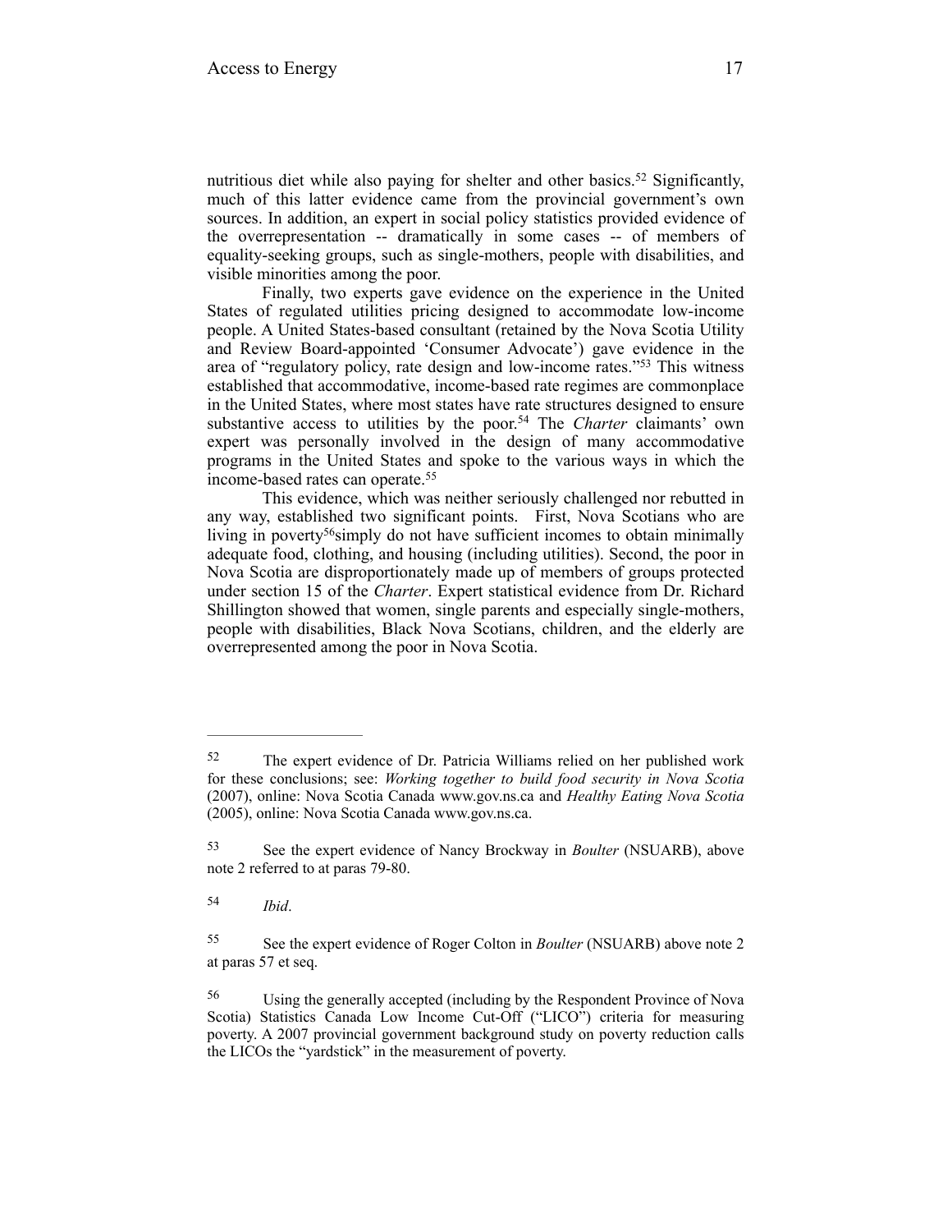nutritious diet while also paying for shelter and other basics.[52] Significantly, much of this latter evidence came from the provincial government's own sources. In addition, an expert in social policy statistics provided evidence of the overrepresentation -- dramatically in some cases -- of members of equality-seeking groups, such as single-mothers, people with disabilities, and visible minorities among the poor.

Finally, two experts gave evidence on the experience in the United States of regulated utilities pricing designed to accommodate low-income people. A United States-based consultant (retained by the Nova Scotia Utility and Review Board-appointed 'Consumer Advocate') gave evidence in the area of "regulatory policy, rate design and low-income rates."[53] This witness established that accommodative, income-based rate regimes are commonplace in the United States, where most states have rate structures designed to ensure substantive access to utilities by the poor.[54] The *Charter* claimants' own expert was personally involved in the design of many accommodative programs in the United States and spoke to the various ways in which the income-based rates can operate.[55]

This evidence, which was neither seriously challenged nor rebutted in any way, established two significant points. First, Nova Scotians who are living in poverty[56] simply do not have sufficient incomes to obtain minimally adequate food, clothing, and housing (including utilities). Second, the poor in Nova Scotia are disproportionately made up of members of groups protected under section 15 of the *Charter*. Expert statistical evidence from Dr. Richard Shillington showed that women, single parents and especially single-mothers, people with disabilities, Black Nova Scotians, children, and the elderly are overrepresented among the poor in Nova Scotia.

---

[52] The expert evidence of Dr. Patricia Williams relied on her published work for these conclusions; see: *Working together to build food security in Nova Scotia* (2007), online: Nova Scotia Canada www.gov.ns.ca and *Healthy Eating Nova Scotia* (2005), online: Nova Scotia Canada www.gov.ns.ca.

[53] See the expert evidence of Nancy Brockway in *Boulter* (NSUARB), above note 2 referred to at paras 79-80.

[54] *Ibid*.

[55] See the expert evidence of Roger Colton in *Boulter* (NSUARB) above note 2 at paras 57 et seq.

[56] Using the generally accepted (including by the Respondent Province of Nova Scotia) Statistics Canada Low Income Cut-Off ("LICO") criteria for measuring poverty. A 2007 provincial government background study on poverty reduction calls the LICOs the "yardstick" in the measurement of poverty.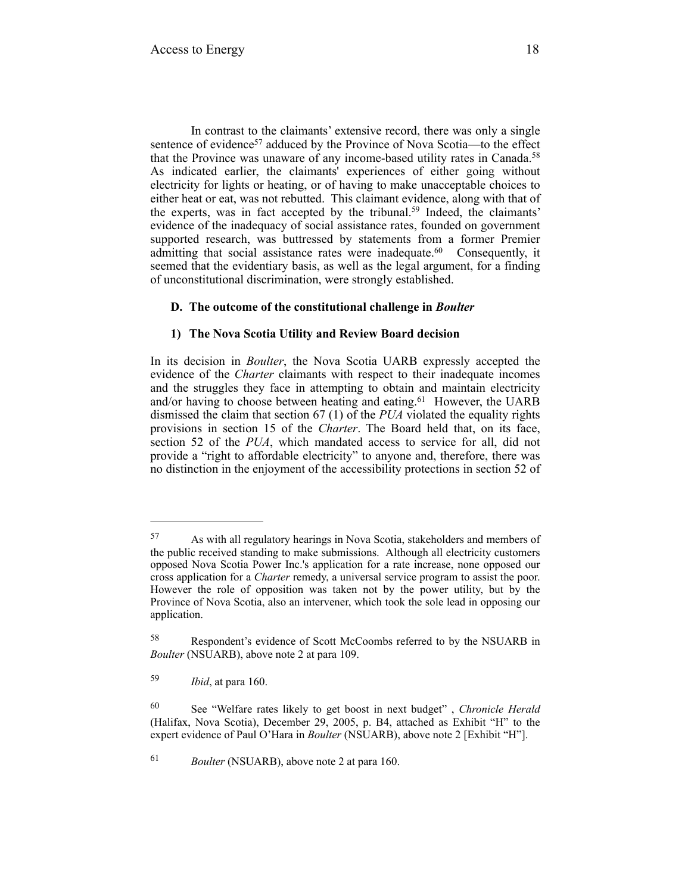In contrast to the claimants' extensive record, there was only a single sentence of evidence[57] adduced by the Province of Nova Scotia—to the effect that the Province was unaware of any income-based utility rates in Canada.[58] As indicated earlier, the claimants' experiences of either going without electricity for lights or heating, or of having to make unacceptable choices to either heat or eat, was not rebutted. This claimant evidence, along with that of the experts, was in fact accepted by the tribunal.[59] Indeed, the claimants' evidence of the inadequacy of social assistance rates, founded on government supported research, was buttressed by statements from a former Premier admitting that social assistance rates were inadequate.[60] Consequently, it seemed that the evidentiary basis, as well as the legal argument, for a finding of unconstitutional discrimination, were strongly established.

### D. The outcome of the constitutional challenge in *Boulter*

#### 1) The Nova Scotia Utility and Review Board decision

In its decision in *Boulter*, the Nova Scotia UARB expressly accepted the evidence of the *Charter* claimants with respect to their inadequate incomes and the struggles they face in attempting to obtain and maintain electricity and/or having to choose between heating and eating.[61] However, the UARB dismissed the claim that section 67 (1) of the *PUA* violated the equality rights provisions in section 15 of the *Charter*. The Board held that, on its face, section 52 of the *PUA*, which mandated access to service for all, did not provide a "right to affordable electricity" to anyone and, therefore, there was no distinction in the enjoyment of the accessibility protections in section 52 of

---

[57] As with all regulatory hearings in Nova Scotia, stakeholders and members of the public received standing to make submissions. Although all electricity customers opposed Nova Scotia Power Inc.'s application for a rate increase, none opposed our cross application for a *Charter* remedy, a universal service program to assist the poor. However the role of opposition was taken not by the power utility, but by the Province of Nova Scotia, also an intervener, which took the sole lead in opposing our application.

[58] Respondent's evidence of Scott McCoombs referred to by the NSUARB in *Boulter* (NSUARB), above note 2 at para 109.

[59] *Ibid*, at para 160.

[60] See "Welfare rates likely to get boost in next budget" , *Chronicle Herald* (Halifax, Nova Scotia), December 29, 2005, p. B4, attached as Exhibit "H" to the expert evidence of Paul O'Hara in *Boulter* (NSUARB), above note 2 [Exhibit "H"].

[61] *Boulter* (NSUARB), above note 2 at para 160.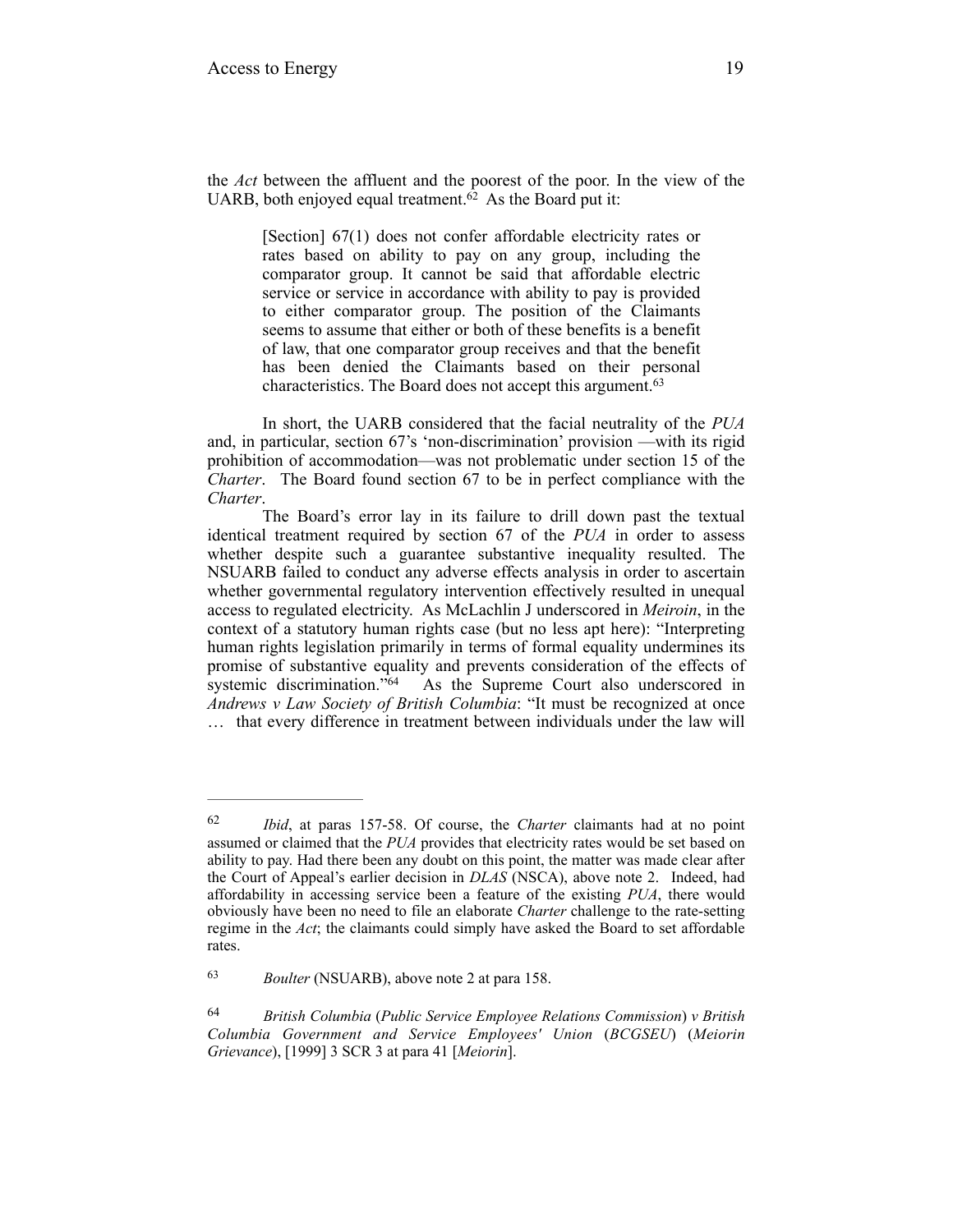the *Act* between the affluent and the poorest of the poor. In the view of the UARB, both enjoyed equal treatment.[62] As the Board put it:

> [Section] 67(1) does not confer affordable electricity rates or rates based on ability to pay on any group, including the comparator group. It cannot be said that affordable electric service or service in accordance with ability to pay is provided to either comparator group. The position of the Claimants seems to assume that either or both of these benefits is a benefit of law, that one comparator group receives and that the benefit has been denied the Claimants based on their personal characteristics. The Board does not accept this argument.[63]

In short, the UARB considered that the facial neutrality of the *PUA* and, in particular, section 67's 'non-discrimination' provision —with its rigid prohibition of accommodation—was not problematic under section 15 of the *Charter*. The Board found section 67 to be in perfect compliance with the *Charter*.

The Board's error lay in its failure to drill down past the textual identical treatment required by section 67 of the *PUA* in order to assess whether despite such a guarantee substantive inequality resulted. The NSUARB failed to conduct any adverse effects analysis in order to ascertain whether governmental regulatory intervention effectively resulted in unequal access to regulated electricity. As McLachlin J underscored in *Meiroin*, in the context of a statutory human rights case (but no less apt here): "Interpreting human rights legislation primarily in terms of formal equality undermines its promise of substantive equality and prevents consideration of the effects of systemic discrimination."[64] As the Supreme Court also underscored in *Andrews v Law Society of British Columbia*: "It must be recognized at once … that every difference in treatment between individuals under the law will

---

[62] *Ibid*, at paras 157-58. Of course, the *Charter* claimants had at no point assumed or claimed that the *PUA* provides that electricity rates would be set based on ability to pay. Had there been any doubt on this point, the matter was made clear after the Court of Appeal's earlier decision in *DLAS* (NSCA), above note 2. Indeed, had affordability in accessing service been a feature of the existing *PUA*, there would obviously have been no need to file an elaborate *Charter* challenge to the rate-setting regime in the *Act*; the claimants could simply have asked the Board to set affordable rates.

[63] *Boulter* (NSUARB), above note 2 at para 158.

[64] *British Columbia* (*Public Service Employee Relations Commission*) *v British Columbia Government and Service Employees' Union* (*BCGSEU*) (*Meiorin Grievance*), [1999] 3 SCR 3 at para 41 [*Meiorin*].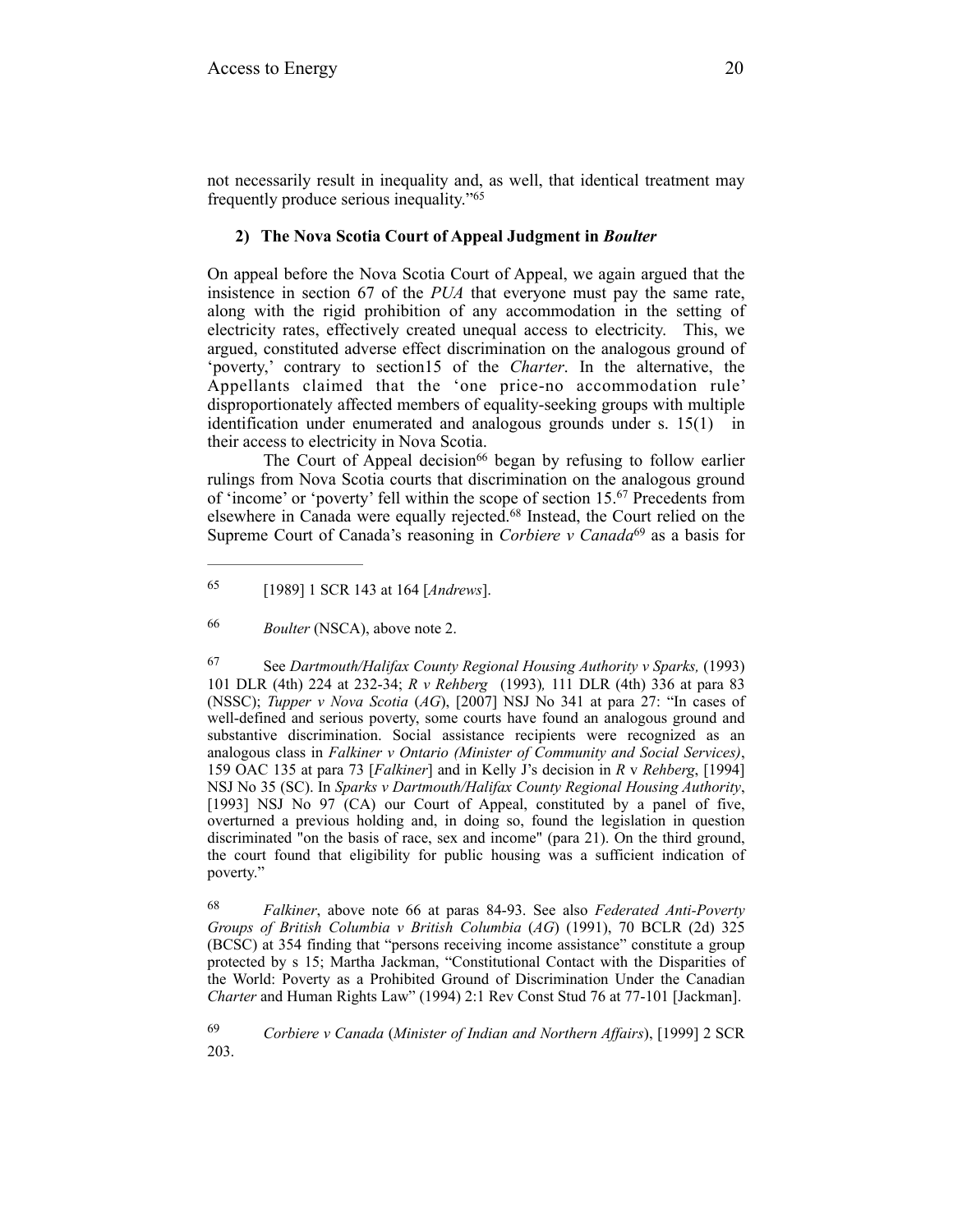not necessarily result in inequality and, as well, that identical treatment may frequently produce serious inequality."[65]

### 2) The Nova Scotia Court of Appeal Judgment in *Boulter*

On appeal before the Nova Scotia Court of Appeal, we again argued that the insistence in section 67 of the *PUA* that everyone must pay the same rate, along with the rigid prohibition of any accommodation in the setting of electricity rates, effectively created unequal access to electricity. This, we argued, constituted adverse effect discrimination on the analogous ground of 'poverty,' contrary to section15 of the *Charter*. In the alternative, the Appellants claimed that the 'one price-no accommodation rule' disproportionately affected members of equality-seeking groups with multiple identification under enumerated and analogous grounds under s. 15(1) in their access to electricity in Nova Scotia.

The Court of Appeal decision[66] began by refusing to follow earlier rulings from Nova Scotia courts that discrimination on the analogous ground of 'income' or 'poverty' fell within the scope of section 15.[67] Precedents from elsewhere in Canada were equally rejected.[68] Instead, the Court relied on the Supreme Court of Canada's reasoning in *Corbiere v Canada*[69] as a basis for

---

[65] [1989] 1 SCR 143 at 164 [*Andrews*].

[66] *Boulter* (NSCA), above note 2.

[67] See *Dartmouth/Halifax County Regional Housing Authority v Sparks,* (1993) 101 DLR (4th) 224 at 232-34; *R v Rehberg* (1993)*,* 111 DLR (4th) 336 at para 83 (NSSC); *Tupper v Nova Scotia* (*AG*), [2007] NSJ No 341 at para 27: "In cases of well-defined and serious poverty, some courts have found an analogous ground and substantive discrimination. Social assistance recipients were recognized as an analogous class in *Falkiner v Ontario (Minister of Community and Social Services)*, 159 OAC 135 at para 73 [*Falkiner*] and in Kelly J's decision in *R* v *Rehberg*, [1994] NSJ No 35 (SC). In *Sparks v Dartmouth/Halifax County Regional Housing Authority*, [1993] NSJ No 97 (CA) our Court of Appeal, constituted by a panel of five, overturned a previous holding and, in doing so, found the legislation in question discriminated "on the basis of race, sex and income" (para 21). On the third ground, the court found that eligibility for public housing was a sufficient indication of poverty."

[68] *Falkiner*, above note 66 at paras 84-93. See also *Federated Anti-Poverty Groups of British Columbia v British Columbia* (*AG*) (1991), 70 BCLR (2d) 325 (BCSC) at 354 finding that "persons receiving income assistance" constitute a group protected by s 15; Martha Jackman, "Constitutional Contact with the Disparities of the World: Poverty as a Prohibited Ground of Discrimination Under the Canadian *Charter* and Human Rights Law" (1994) 2:1 Rev Const Stud 76 at 77-101 [Jackman].

[69] *Corbiere v Canada* (*Minister of Indian and Northern Affairs*), [1999] 2 SCR 203.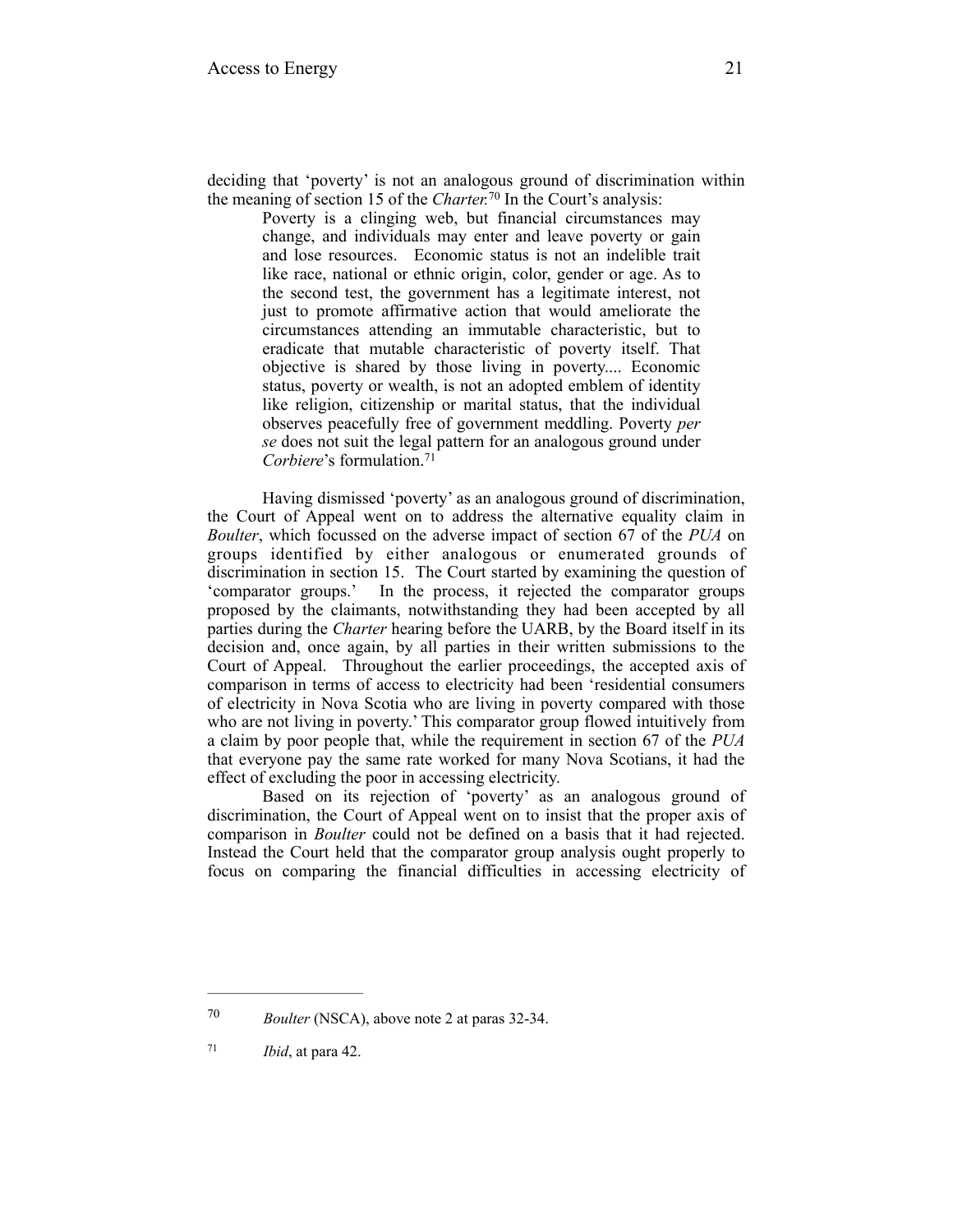deciding that 'poverty' is not an analogous ground of discrimination within the meaning of section 15 of the *Charter.*[70] In the Court's analysis:

> Poverty is a clinging web, but financial circumstances may change, and individuals may enter and leave poverty or gain and lose resources. Economic status is not an indelible trait like race, national or ethnic origin, color, gender or age. As to the second test, the government has a legitimate interest, not just to promote affirmative action that would ameliorate the circumstances attending an immutable characteristic, but to eradicate that mutable characteristic of poverty itself. That objective is shared by those living in poverty.... Economic status, poverty or wealth, is not an adopted emblem of identity like religion, citizenship or marital status, that the individual observes peacefully free of government meddling. Poverty *per se* does not suit the legal pattern for an analogous ground under *Corbiere*'s formulation.[71]

Having dismissed 'poverty' as an analogous ground of discrimination, the Court of Appeal went on to address the alternative equality claim in *Boulter*, which focussed on the adverse impact of section 67 of the *PUA* on groups identified by either analogous or enumerated grounds of discrimination in section 15. The Court started by examining the question of 'comparator groups.' In the process, it rejected the comparator groups proposed by the claimants, notwithstanding they had been accepted by all parties during the *Charter* hearing before the UARB, by the Board itself in its decision and, once again, by all parties in their written submissions to the Court of Appeal. Throughout the earlier proceedings, the accepted axis of comparison in terms of access to electricity had been 'residential consumers of electricity in Nova Scotia who are living in poverty compared with those who are not living in poverty.' This comparator group flowed intuitively from a claim by poor people that, while the requirement in section 67 of the *PUA* that everyone pay the same rate worked for many Nova Scotians, it had the effect of excluding the poor in accessing electricity.

Based on its rejection of 'poverty' as an analogous ground of discrimination, the Court of Appeal went on to insist that the proper axis of comparison in *Boulter* could not be defined on a basis that it had rejected. Instead the Court held that the comparator group analysis ought properly to focus on comparing the financial difficulties in accessing electricity of

---

[70] *Boulter* (NSCA), above note 2 at paras 32-34.

[71] *Ibid*, at para 42.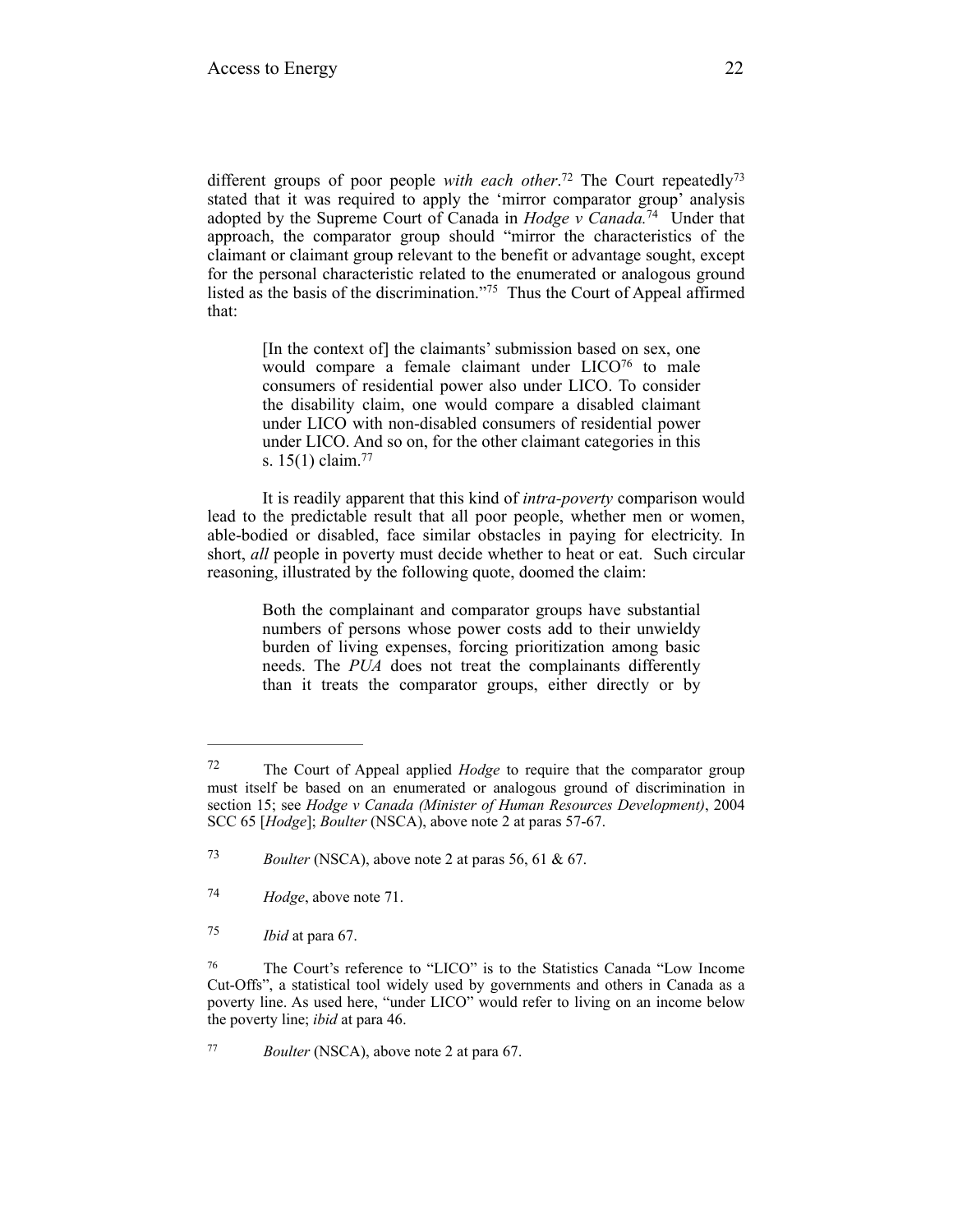different groups of poor people *with each other*.[72] The Court repeatedly[73] stated that it was required to apply the 'mirror comparator group' analysis adopted by the Supreme Court of Canada in *Hodge v Canada.*[74] Under that approach, the comparator group should "mirror the characteristics of the claimant or claimant group relevant to the benefit or advantage sought, except for the personal characteristic related to the enumerated or analogous ground listed as the basis of the discrimination."[75] Thus the Court of Appeal affirmed that:

> [In the context of] the claimants' submission based on sex, one would compare a female claimant under LICO[76] to male consumers of residential power also under LICO. To consider the disability claim, one would compare a disabled claimant under LICO with non-disabled consumers of residential power under LICO. And so on, for the other claimant categories in this s. 15(1) claim.[77]

It is readily apparent that this kind of *intra-poverty* comparison would lead to the predictable result that all poor people, whether men or women, able-bodied or disabled, face similar obstacles in paying for electricity. In short, *all* people in poverty must decide whether to heat or eat. Such circular reasoning, illustrated by the following quote, doomed the claim:

> Both the complainant and comparator groups have substantial numbers of persons whose power costs add to their unwieldy burden of living expenses, forcing prioritization among basic needs. The *PUA* does not treat the complainants differently than it treats the comparator groups, either directly or by

---

[72] The Court of Appeal applied *Hodge* to require that the comparator group must itself be based on an enumerated or analogous ground of discrimination in section 15; see *Hodge v Canada (Minister of Human Resources Development)*, 2004 SCC 65 [*Hodge*]; *Boulter* (NSCA), above note 2 at paras 57-67.

[73] *Boulter* (NSCA), above note 2 at paras 56, 61 & 67.

[74] *Hodge*, above note 71.

[75] *Ibid* at para 67.

[76] The Court's reference to "LICO" is to the Statistics Canada "Low Income Cut-Offs", a statistical tool widely used by governments and others in Canada as a poverty line. As used here, "under LICO" would refer to living on an income below the poverty line; *ibid* at para 46.

[77] *Boulter* (NSCA), above note 2 at para 67.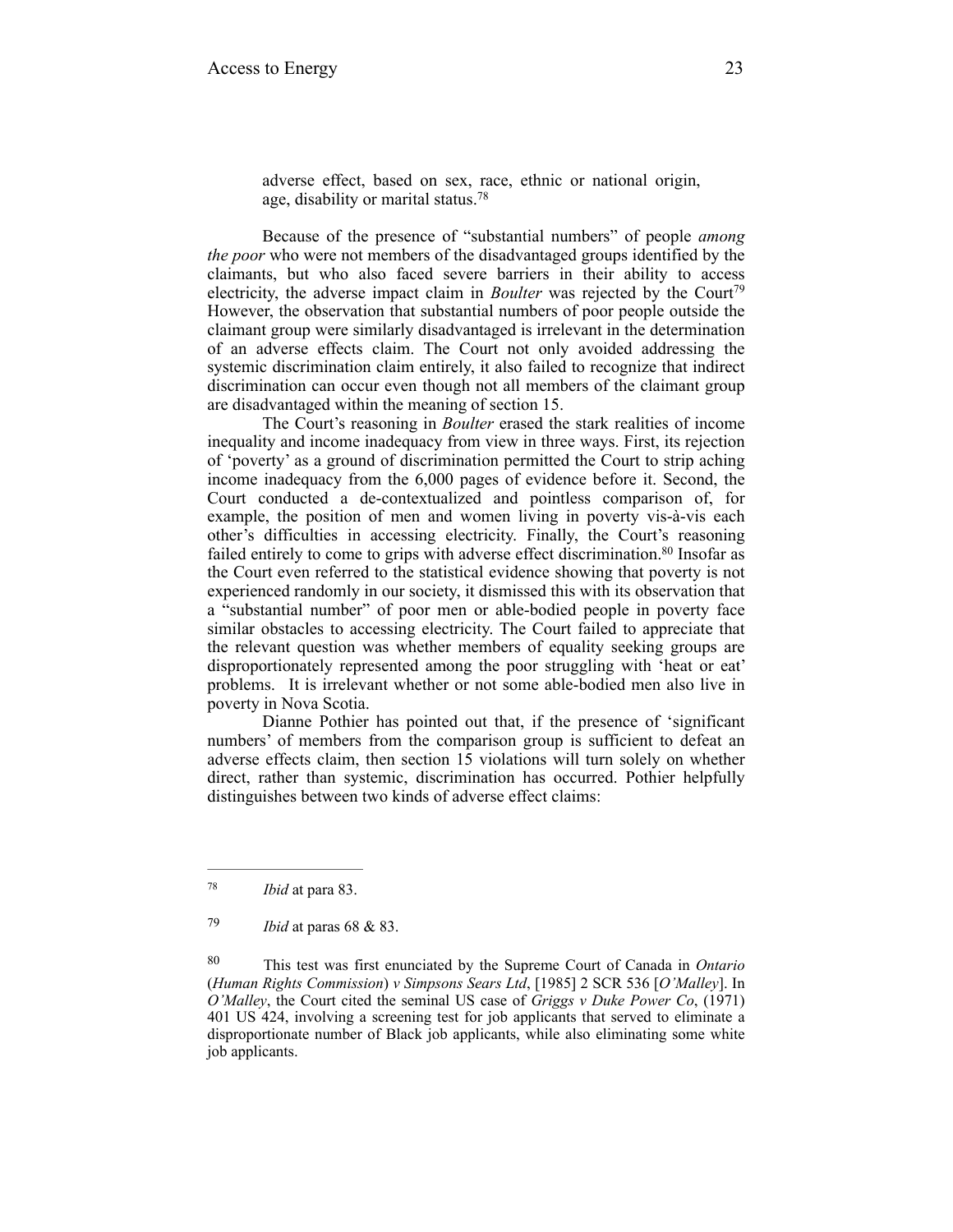> adverse effect, based on sex, race, ethnic or national origin, age, disability or marital status.[78]

Because of the presence of "substantial numbers" of people *among the poor* who were not members of the disadvantaged groups identified by the claimants, but who also faced severe barriers in their ability to access electricity, the adverse impact claim in *Boulter* was rejected by the Court[79] However, the observation that substantial numbers of poor people outside the claimant group were similarly disadvantaged is irrelevant in the determination of an adverse effects claim. The Court not only avoided addressing the systemic discrimination claim entirely, it also failed to recognize that indirect discrimination can occur even though not all members of the claimant group are disadvantaged within the meaning of section 15.

The Court's reasoning in *Boulter* erased the stark realities of income inequality and income inadequacy from view in three ways. First, its rejection of 'poverty' as a ground of discrimination permitted the Court to strip aching income inadequacy from the 6,000 pages of evidence before it. Second, the Court conducted a de-contextualized and pointless comparison of, for example, the position of men and women living in poverty vis-à-vis each other's difficulties in accessing electricity. Finally, the Court's reasoning failed entirely to come to grips with adverse effect discrimination.[80] Insofar as the Court even referred to the statistical evidence showing that poverty is not experienced randomly in our society, it dismissed this with its observation that a "substantial number" of poor men or able-bodied people in poverty face similar obstacles to accessing electricity. The Court failed to appreciate that the relevant question was whether members of equality seeking groups are disproportionately represented among the poor struggling with 'heat or eat' problems. It is irrelevant whether or not some able-bodied men also live in poverty in Nova Scotia.

Dianne Pothier has pointed out that, if the presence of 'significant numbers' of members from the comparison group is sufficient to defeat an adverse effects claim, then section 15 violations will turn solely on whether direct, rather than systemic, discrimination has occurred. Pothier helpfully distinguishes between two kinds of adverse effect claims:

---

[78] *Ibid* at para 83.

[79] *Ibid* at paras 68 & 83.

[80] This test was first enunciated by the Supreme Court of Canada in *Ontario* (*Human Rights Commission*) *v Simpsons Sears Ltd*, [1985] 2 SCR 536 [*O'Malley*]. In *O'Malley*, the Court cited the seminal US case of *Griggs v Duke Power Co*, (1971) 401 US 424, involving a screening test for job applicants that served to eliminate a disproportionate number of Black job applicants, while also eliminating some white job applicants.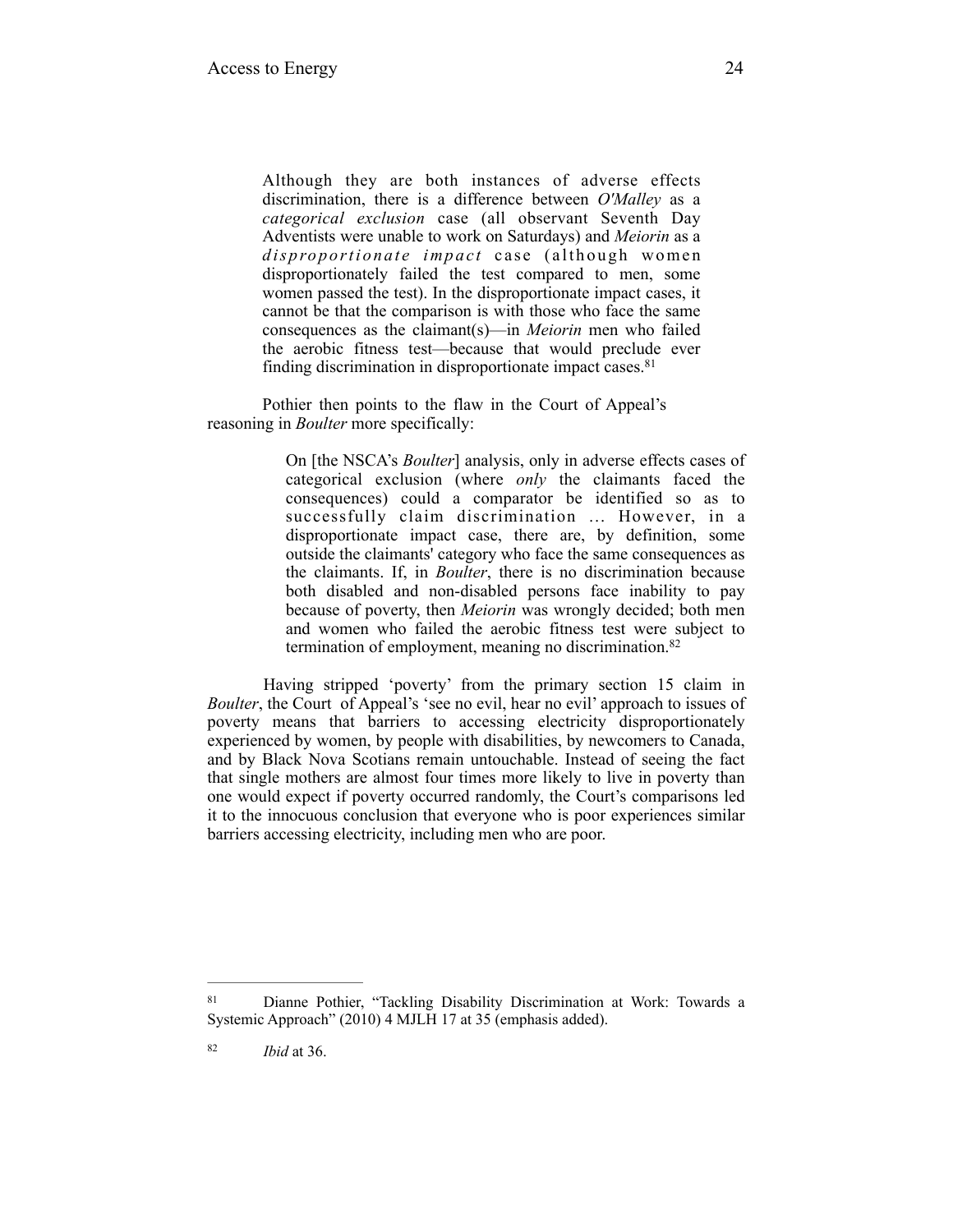> Although they are both instances of adverse effects discrimination, there is a difference between *O'Malley* as a *categorical exclusion* case (all observant Seventh Day Adventists were unable to work on Saturdays) and *Meiorin* as a *disproportionate impact* case (although women disproportionately failed the test compared to men, some women passed the test). In the disproportionate impact cases, it cannot be that the comparison is with those who face the same consequences as the claimant(s)—in *Meiorin* men who failed the aerobic fitness test—because that would preclude ever finding discrimination in disproportionate impact cases.[81]

Pothier then points to the flaw in the Court of Appeal's reasoning in *Boulter* more specifically:

> On [the NSCA's *Boulter*] analysis, only in adverse effects cases of categorical exclusion (where *only* the claimants faced the consequences) could a comparator be identified so as to successfully claim discrimination … However, in a disproportionate impact case, there are, by definition, some outside the claimants' category who face the same consequences as the claimants. If, in *Boulter*, there is no discrimination because both disabled and non-disabled persons face inability to pay because of poverty, then *Meiorin* was wrongly decided; both men and women who failed the aerobic fitness test were subject to termination of employment, meaning no discrimination.[82]

Having stripped 'poverty' from the primary section 15 claim in *Boulter*, the Court of Appeal's 'see no evil, hear no evil' approach to issues of poverty means that barriers to accessing electricity disproportionately experienced by women, by people with disabilities, by newcomers to Canada, and by Black Nova Scotians remain untouchable. Instead of seeing the fact that single mothers are almost four times more likely to live in poverty than one would expect if poverty occurred randomly, the Court's comparisons led it to the innocuous conclusion that everyone who is poor experiences similar barriers accessing electricity, including men who are poor.

---

[81] Dianne Pothier, "Tackling Disability Discrimination at Work: Towards a Systemic Approach" (2010) 4 MJLH 17 at 35 (emphasis added).

[82] *Ibid* at 36.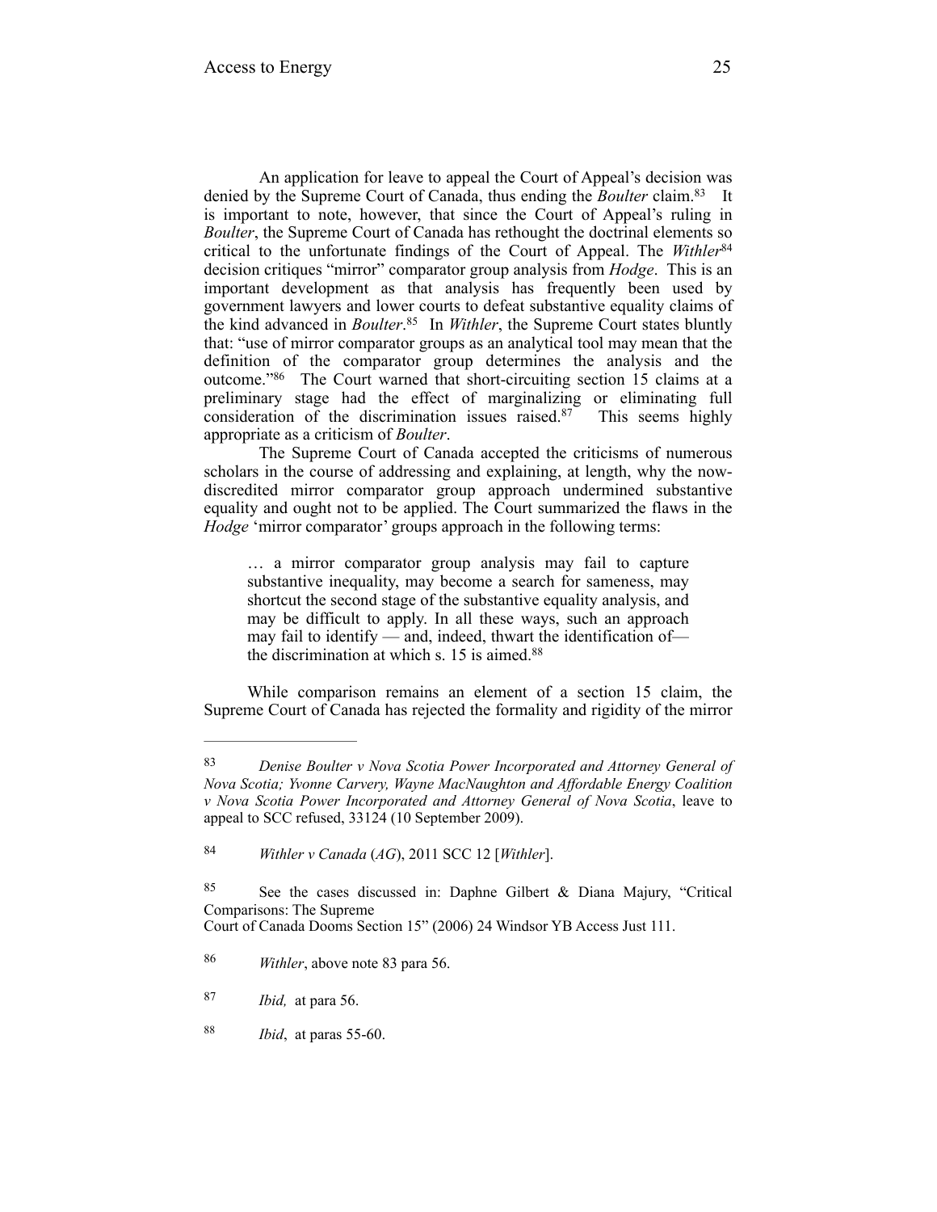An application for leave to appeal the Court of Appeal's decision was denied by the Supreme Court of Canada, thus ending the *Boulter* claim.[83] It is important to note, however, that since the Court of Appeal's ruling in *Boulter*, the Supreme Court of Canada has rethought the doctrinal elements so critical to the unfortunate findings of the Court of Appeal. The *Withler*[84] decision critiques "mirror" comparator group analysis from *Hodge*. This is an important development as that analysis has frequently been used by government lawyers and lower courts to defeat substantive equality claims of the kind advanced in *Boulter*.[85] In *Withler*, the Supreme Court states bluntly that: "use of mirror comparator groups as an analytical tool may mean that the definition of the comparator group determines the analysis and the outcome."[86] The Court warned that short-circuiting section 15 claims at a preliminary stage had the effect of marginalizing or eliminating full consideration of the discrimination issues raised.[87] This seems highly appropriate as a criticism of *Boulter*.

The Supreme Court of Canada accepted the criticisms of numerous scholars in the course of addressing and explaining, at length, why the now-discredited mirror comparator group approach undermined substantive equality and ought not to be applied. The Court summarized the flaws in the *Hodge* 'mirror comparator' groups approach in the following terms:

> … a mirror comparator group analysis may fail to capture substantive inequality, may become a search for sameness, may shortcut the second stage of the substantive equality analysis, and may be difficult to apply. In all these ways, such an approach may fail to identify — and, indeed, thwart the identification of— the discrimination at which s. 15 is aimed.[88]

While comparison remains an element of a section 15 claim, the Supreme Court of Canada has rejected the formality and rigidity of the mirror

---

[83] *Denise Boulter v Nova Scotia Power Incorporated and Attorney General of Nova Scotia; Yvonne Carvery, Wayne MacNaughton and Affordable Energy Coalition v Nova Scotia Power Incorporated and Attorney General of Nova Scotia*, leave to appeal to SCC refused, 33124 (10 September 2009).

[84] *Withler v Canada* (*AG*), 2011 SCC 12 [*Withler*].

[85] See the cases discussed in: Daphne Gilbert & Diana Majury, "Critical Comparisons: The Supreme Court of Canada Dooms Section 15" (2006) 24 Windsor YB Access Just 111.

[86] *Withler*, above note 83 para 56.

[87] *Ibid,* at para 56.

[88] *Ibid*, at paras 55-60.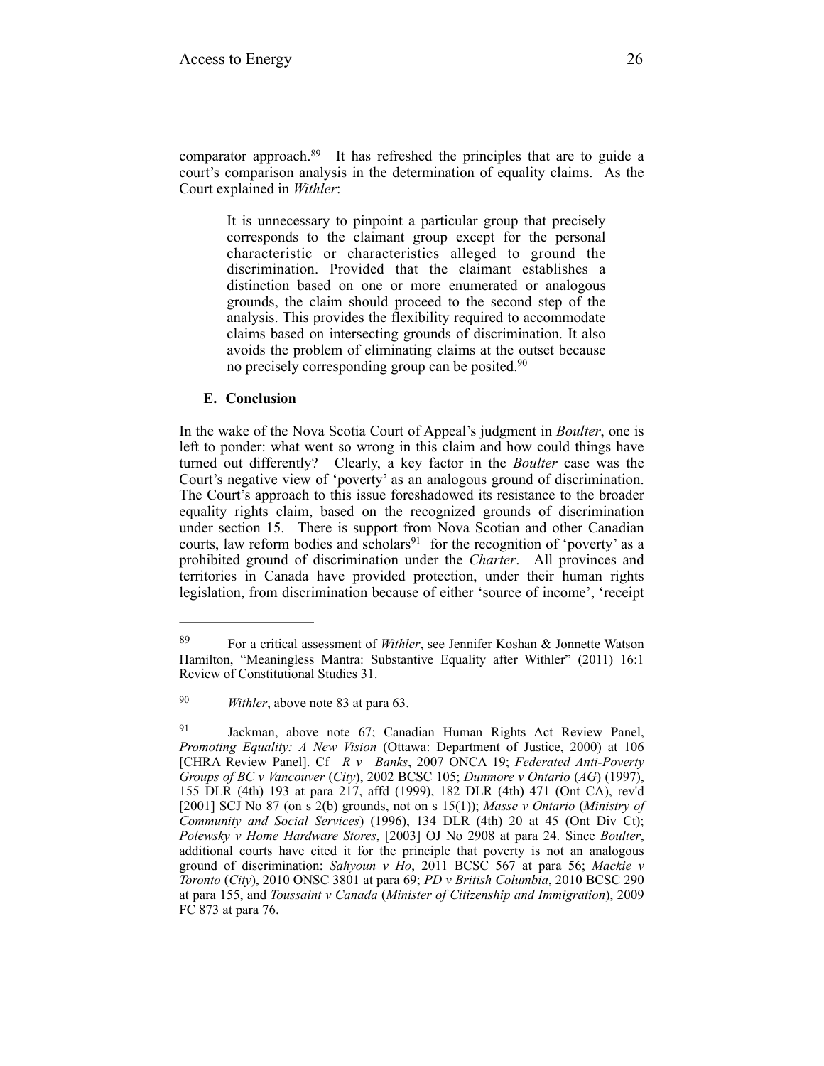comparator approach.[89] It has refreshed the principles that are to guide a court's comparison analysis in the determination of equality claims. As the Court explained in *Withler*:

> It is unnecessary to pinpoint a particular group that precisely corresponds to the claimant group except for the personal characteristic or characteristics alleged to ground the discrimination. Provided that the claimant establishes a distinction based on one or more enumerated or analogous grounds, the claim should proceed to the second step of the analysis. This provides the flexibility required to accommodate claims based on intersecting grounds of discrimination. It also avoids the problem of eliminating claims at the outset because no precisely corresponding group can be posited.[90]

### E. Conclusion

In the wake of the Nova Scotia Court of Appeal's judgment in *Boulter*, one is left to ponder: what went so wrong in this claim and how could things have turned out differently? Clearly, a key factor in the *Boulter* case was the Court's negative view of 'poverty' as an analogous ground of discrimination. The Court's approach to this issue foreshadowed its resistance to the broader equality rights claim, based on the recognized grounds of discrimination under section 15. There is support from Nova Scotian and other Canadian courts, law reform bodies and scholars[91] for the recognition of 'poverty' as a prohibited ground of discrimination under the *Charter*. All provinces and territories in Canada have provided protection, under their human rights legislation, from discrimination because of either 'source of income', 'receipt

---

[89] For a critical assessment of *Withler*, see Jennifer Koshan & Jonnette Watson Hamilton, "Meaningless Mantra: Substantive Equality after Withler" (2011) 16:1 Review of Constitutional Studies 31.

[90] *Withler*, above note 83 at para 63.

[91] Jackman, above note 67; Canadian Human Rights Act Review Panel, *Promoting Equality: A New Vision* (Ottawa: Department of Justice, 2000) at 106 [CHRA Review Panel]. Cf *R v Banks*, 2007 ONCA 19; *Federated Anti-Poverty Groups of BC v Vancouver* (*City*), 2002 BCSC 105; *Dunmore v Ontario* (*AG*) (1997), 155 DLR (4th) 193 at para 217, affd (1999), 182 DLR (4th) 471 (Ont CA), rev'd [2001] SCJ No 87 (on s 2(b) grounds, not on s 15(1)); *Masse v Ontario* (*Ministry of Community and Social Services*) (1996), 134 DLR (4th) 20 at 45 (Ont Div Ct); *Polewsky v Home Hardware Stores*, [2003] OJ No 2908 at para 24. Since *Boulter*, additional courts have cited it for the principle that poverty is not an analogous ground of discrimination: *Sahyoun v Ho*, 2011 BCSC 567 at para 56; *Mackie v Toronto* (*City*), 2010 ONSC 3801 at para 69; *PD v British Columbia*, 2010 BCSC 290 at para 155, and *Toussaint v Canada* (*Minister of Citizenship and Immigration*), 2009 FC 873 at para 76.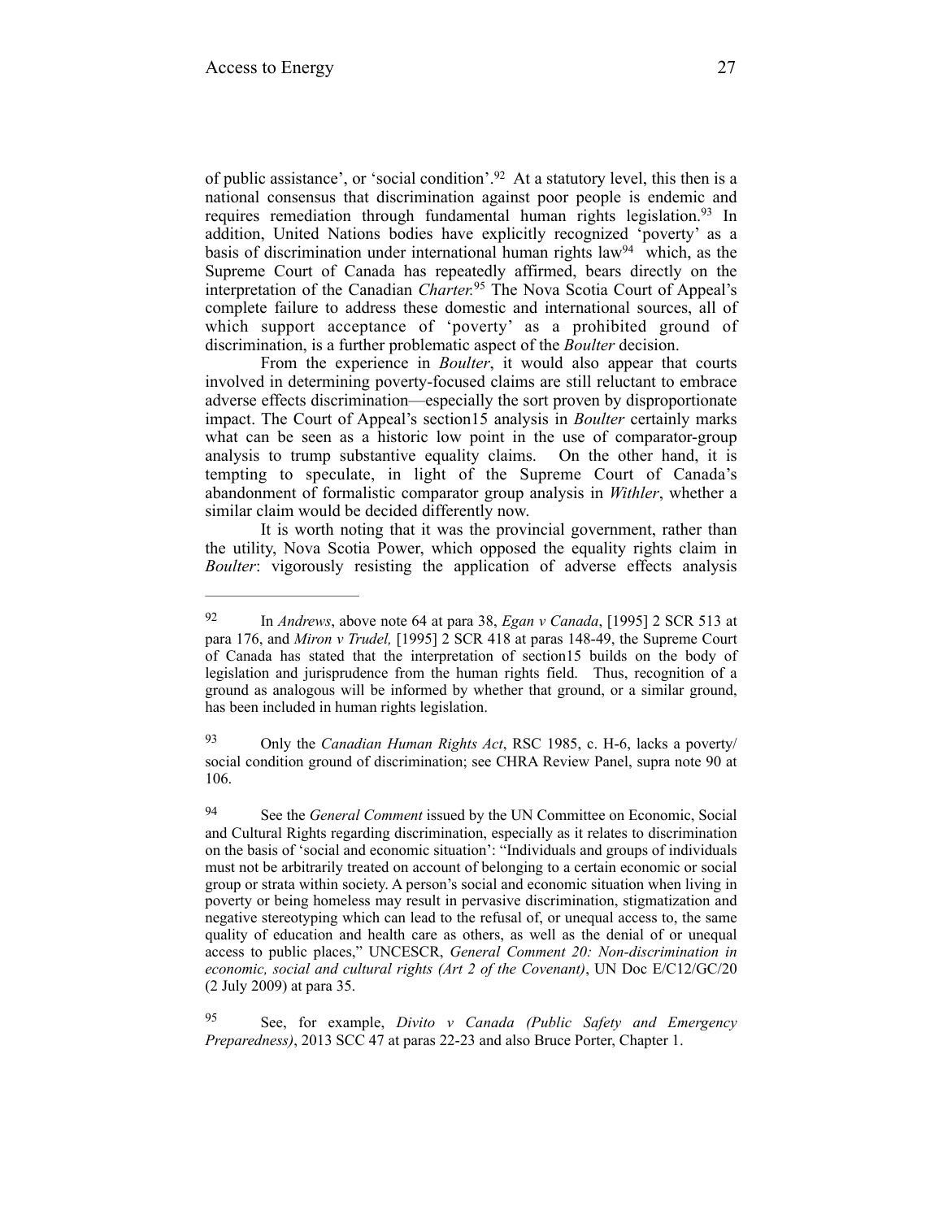of public assistance', or 'social condition'.[92] At a statutory level, this then is a national consensus that discrimination against poor people is endemic and requires remediation through fundamental human rights legislation.[93] In addition, United Nations bodies have explicitly recognized 'poverty' as a basis of discrimination under international human rights law[94] which, as the Supreme Court of Canada has repeatedly affirmed, bears directly on the interpretation of the Canadian *Charter.*[95] The Nova Scotia Court of Appeal's complete failure to address these domestic and international sources, all of which support acceptance of 'poverty' as a prohibited ground of discrimination, is a further problematic aspect of the *Boulter* decision.

From the experience in *Boulter*, it would also appear that courts involved in determining poverty-focused claims are still reluctant to embrace adverse effects discrimination—especially the sort proven by disproportionate impact. The Court of Appeal's section15 analysis in *Boulter* certainly marks what can be seen as a historic low point in the use of comparator-group analysis to trump substantive equality claims. On the other hand, it is tempting to speculate, in light of the Supreme Court of Canada's abandonment of formalistic comparator group analysis in *Withler*, whether a similar claim would be decided differently now.

It is worth noting that it was the provincial government, rather than the utility, Nova Scotia Power, which opposed the equality rights claim in *Boulter*: vigorously resisting the application of adverse effects analysis

---

[92] In *Andrews*, above note 64 at para 38, *Egan v Canada*, [1995] 2 SCR 513 at para 176, and *Miron v Trudel,* [1995] 2 SCR 418 at paras 148-49, the Supreme Court of Canada has stated that the interpretation of section15 builds on the body of legislation and jurisprudence from the human rights field. Thus, recognition of a ground as analogous will be informed by whether that ground, or a similar ground, has been included in human rights legislation.

[93] Only the *Canadian Human Rights Act*, RSC 1985, c. H-6, lacks a poverty/ social condition ground of discrimination; see CHRA Review Panel, supra note 90 at 106.

[94] See the *General Comment* issued by the UN Committee on Economic, Social and Cultural Rights regarding discrimination, especially as it relates to discrimination on the basis of 'social and economic situation': "Individuals and groups of individuals must not be arbitrarily treated on account of belonging to a certain economic or social group or strata within society. A person's social and economic situation when living in poverty or being homeless may result in pervasive discrimination, stigmatization and negative stereotyping which can lead to the refusal of, or unequal access to, the same quality of education and health care as others, as well as the denial of or unequal access to public places," UNCESCR, *General Comment 20: Non-discrimination in economic, social and cultural rights (Art 2 of the Covenant)*, UN Doc E/C12/GC/20 (2 July 2009) at para 35.

[95] See, for example, *Divito v Canada (Public Safety and Emergency Preparedness)*, 2013 SCC 47 at paras 22-23 and also Bruce Porter, Chapter 1.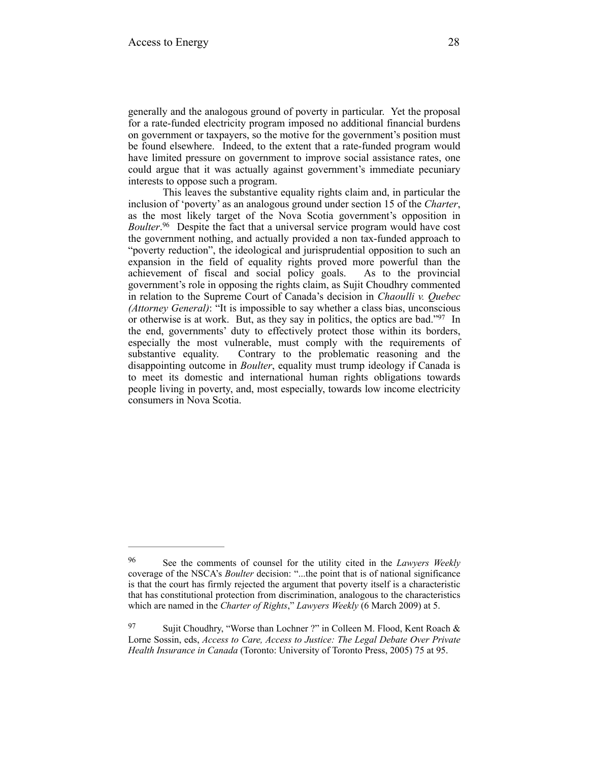generally and the analogous ground of poverty in particular. Yet the proposal for a rate-funded electricity program imposed no additional financial burdens on government or taxpayers, so the motive for the government's position must be found elsewhere. Indeed, to the extent that a rate-funded program would have limited pressure on government to improve social assistance rates, one could argue that it was actually against government's immediate pecuniary interests to oppose such a program.

This leaves the substantive equality rights claim and, in particular the inclusion of 'poverty' as an analogous ground under section 15 of the *Charter*, as the most likely target of the Nova Scotia government's opposition in *Boulter*.[96] Despite the fact that a universal service program would have cost the government nothing, and actually provided a non tax-funded approach to "poverty reduction", the ideological and jurisprudential opposition to such an expansion in the field of equality rights proved more powerful than the achievement of fiscal and social policy goals. As to the provincial government's role in opposing the rights claim, as Sujit Choudhry commented in relation to the Supreme Court of Canada's decision in *Chaoulli v. Quebec (Attorney General)*: "It is impossible to say whether a class bias, unconscious or otherwise is at work. But, as they say in politics, the optics are bad."[97] In the end, governments' duty to effectively protect those within its borders, especially the most vulnerable, must comply with the requirements of substantive equality. Contrary to the problematic reasoning and the disappointing outcome in *Boulter*, equality must trump ideology if Canada is to meet its domestic and international human rights obligations towards people living in poverty, and, most especially, towards low income electricity consumers in Nova Scotia.

---

[96] See the comments of counsel for the utility cited in the *Lawyers Weekly* coverage of the NSCA's *Boulter* decision: "...the point that is of national significance is that the court has firmly rejected the argument that poverty itself is a characteristic that has constitutional protection from discrimination, analogous to the characteristics which are named in the *Charter of Rights*," *Lawyers Weekly* (6 March 2009) at 5.

[97] Sujit Choudhry, "Worse than Lochner ?" in Colleen M. Flood, Kent Roach & Lorne Sossin, eds, *Access to Care, Access to Justice: The Legal Debate Over Private Health Insurance in Canada* (Toronto: University of Toronto Press, 2005) 75 at 95.